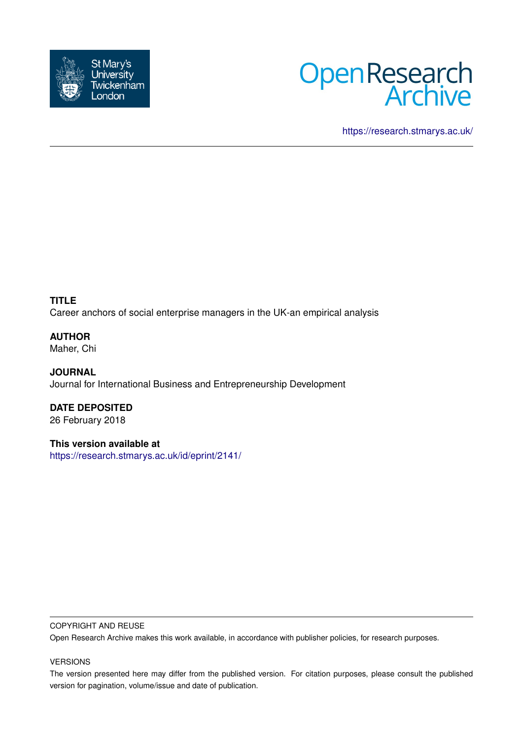St Mary's University Twickenham London

Open Research Archive

https://research.stmarys.ac.uk/

---

**TITLE**
Career anchors of social enterprise managers in the UK-an empirical analysis

**AUTHOR**
Maher, Chi

**JOURNAL**
Journal for International Business and Entrepreneurship Development

**DATE DEPOSITED**
26 February 2018

**This version available at**
https://research.stmarys.ac.uk/id/eprint/2141/

---

COPYRIGHT AND REUSE

Open Research Archive makes this work available, in accordance with publisher policies, for research purposes.

VERSIONS

The version presented here may differ from the published version. For citation purposes, please consult the published version for pagination, volume/issue and date of publication.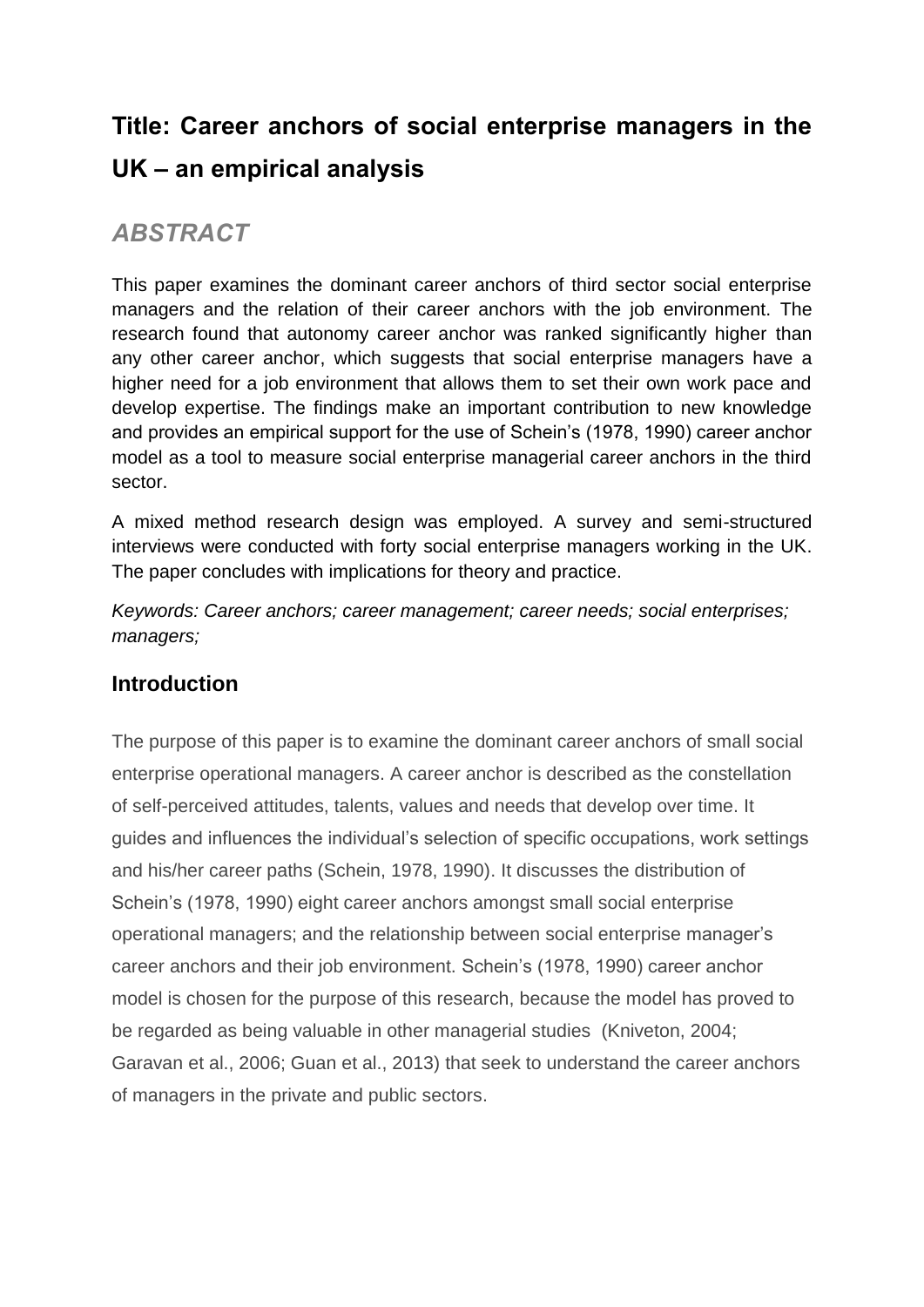# Title: Career anchors of social enterprise managers in the UK – an empirical analysis

## *ABSTRACT*

This paper examines the dominant career anchors of third sector social enterprise managers and the relation of their career anchors with the job environment. The research found that autonomy career anchor was ranked significantly higher than any other career anchor, which suggests that social enterprise managers have a higher need for a job environment that allows them to set their own work pace and develop expertise. The findings make an important contribution to new knowledge and provides an empirical support for the use of Schein's (1978, 1990) career anchor model as a tool to measure social enterprise managerial career anchors in the third sector.

A mixed method research design was employed. A survey and semi-structured interviews were conducted with forty social enterprise managers working in the UK. The paper concludes with implications for theory and practice.

*Keywords: Career anchors; career management; career needs; social enterprises; managers;*

### Introduction

The purpose of this paper is to examine the dominant career anchors of small social enterprise operational managers. A career anchor is described as the constellation of self-perceived attitudes, talents, values and needs that develop over time. It guides and influences the individual's selection of specific occupations, work settings and his/her career paths (Schein, 1978, 1990). It discusses the distribution of Schein's (1978, 1990) eight career anchors amongst small social enterprise operational managers; and the relationship between social enterprise manager's career anchors and their job environment. Schein's (1978, 1990) career anchor model is chosen for the purpose of this research, because the model has proved to be regarded as being valuable in other managerial studies (Kniveton, 2004; Garavan et al., 2006; Guan et al., 2013) that seek to understand the career anchors of managers in the private and public sectors.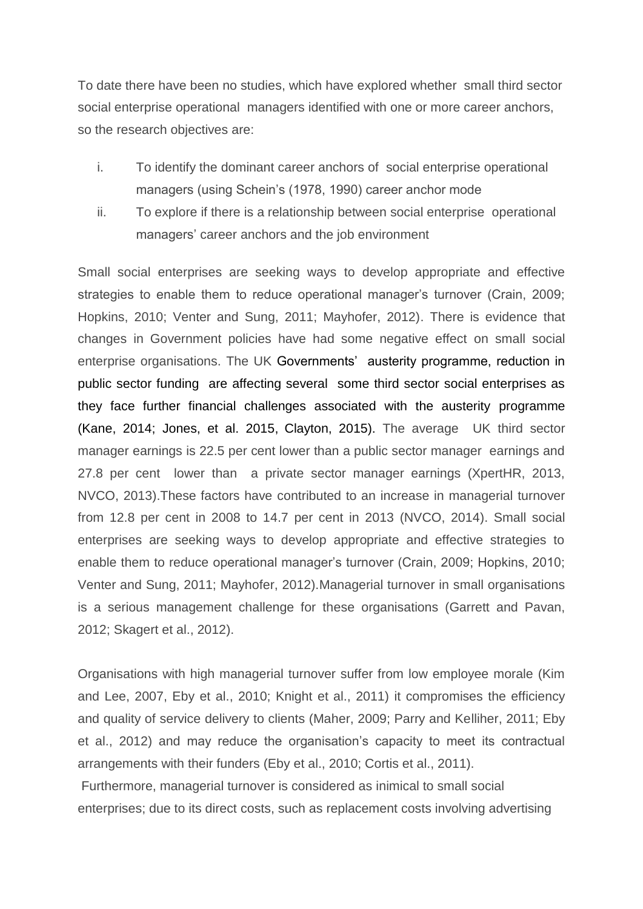To date there have been no studies, which have explored whether small third sector social enterprise operational managers identified with one or more career anchors, so the research objectives are:

i. To identify the dominant career anchors of social enterprise operational managers (using Schein's (1978, 1990) career anchor mode
ii. To explore if there is a relationship between social enterprise operational managers' career anchors and the job environment

Small social enterprises are seeking ways to develop appropriate and effective strategies to enable them to reduce operational manager's turnover (Crain, 2009; Hopkins, 2010; Venter and Sung, 2011; Mayhofer, 2012). There is evidence that changes in Government policies have had some negative effect on small social enterprise organisations. The UK Governments' austerity programme, reduction in public sector funding are affecting several some third sector social enterprises as they face further financial challenges associated with the austerity programme (Kane, 2014; Jones, et al. 2015, Clayton, 2015). The average UK third sector manager earnings is 22.5 per cent lower than a public sector manager earnings and 27.8 per cent lower than a private sector manager earnings (XpertHR, 2013, NVCO, 2013).These factors have contributed to an increase in managerial turnover from 12.8 per cent in 2008 to 14.7 per cent in 2013 (NVCO, 2014). Small social enterprises are seeking ways to develop appropriate and effective strategies to enable them to reduce operational manager's turnover (Crain, 2009; Hopkins, 2010; Venter and Sung, 2011; Mayhofer, 2012).Managerial turnover in small organisations is a serious management challenge for these organisations (Garrett and Pavan, 2012; Skagert et al., 2012).

Organisations with high managerial turnover suffer from low employee morale (Kim and Lee, 2007, Eby et al., 2010; Knight et al., 2011) it compromises the efficiency and quality of service delivery to clients (Maher, 2009; Parry and Kelliher, 2011; Eby et al., 2012) and may reduce the organisation's capacity to meet its contractual arrangements with their funders (Eby et al., 2010; Cortis et al., 2011).

Furthermore, managerial turnover is considered as inimical to small social enterprises; due to its direct costs, such as replacement costs involving advertising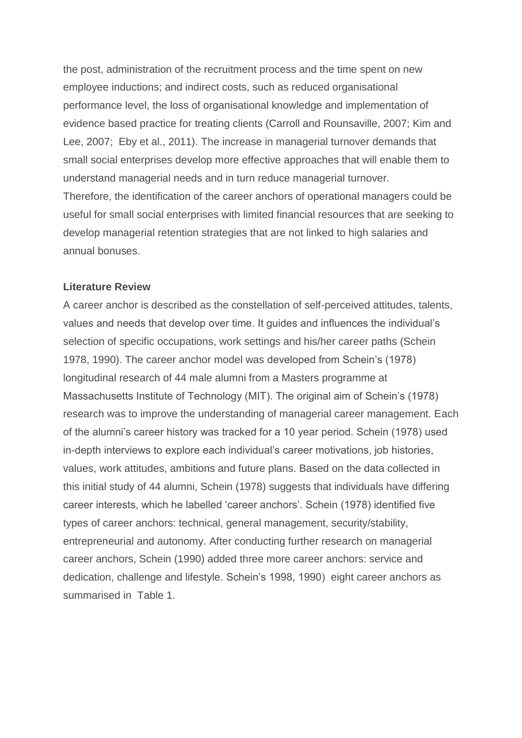the post, administration of the recruitment process and the time spent on new employee inductions; and indirect costs, such as reduced organisational performance level, the loss of organisational knowledge and implementation of evidence based practice for treating clients (Carroll and Rounsaville, 2007; Kim and Lee, 2007; Eby et al., 2011). The increase in managerial turnover demands that small social enterprises develop more effective approaches that will enable them to understand managerial needs and in turn reduce managerial turnover.
Therefore, the identification of the career anchors of operational managers could be useful for small social enterprises with limited financial resources that are seeking to develop managerial retention strategies that are not linked to high salaries and annual bonuses.

**Literature Review**

A career anchor is described as the constellation of self-perceived attitudes, talents, values and needs that develop over time. It guides and influences the individual's selection of specific occupations, work settings and his/her career paths (Schein 1978, 1990). The career anchor model was developed from Schein's (1978) longitudinal research of 44 male alumni from a Masters programme at Massachusetts Institute of Technology (MIT). The original aim of Schein's (1978) research was to improve the understanding of managerial career management. Each of the alumni's career history was tracked for a 10 year period. Schein (1978) used in-depth interviews to explore each individual's career motivations, job histories, values, work attitudes, ambitions and future plans. Based on the data collected in this initial study of 44 alumni, Schein (1978) suggests that individuals have differing career interests, which he labelled 'career anchors'. Schein (1978) identified five types of career anchors: technical, general management, security/stability, entrepreneurial and autonomy. After conducting further research on managerial career anchors, Schein (1990) added three more career anchors: service and dedication, challenge and lifestyle. Schein's 1998, 1990) eight career anchors as summarised in Table 1.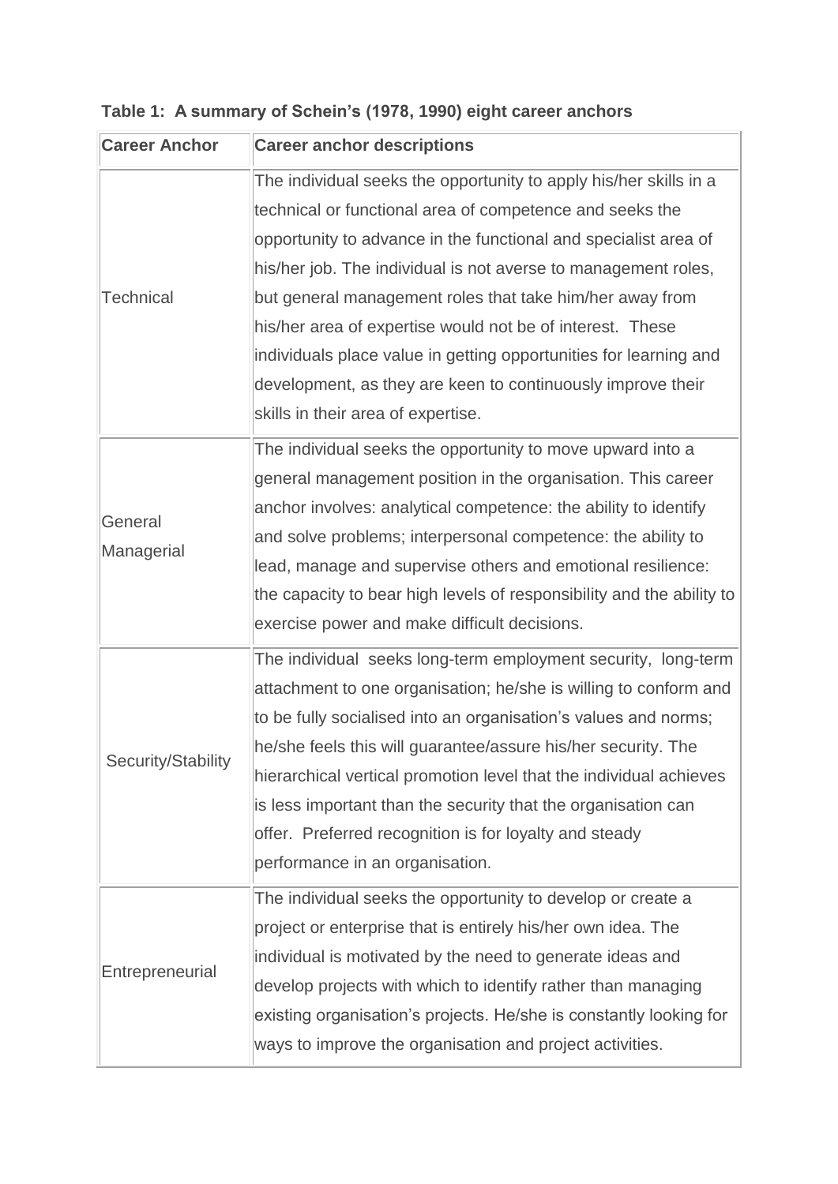**Table 1: A summary of Schein's (1978, 1990) eight career anchors**

| Career Anchor | Career anchor descriptions |
|---|---|
| Technical | The individual seeks the opportunity to apply his/her skills in a technical or functional area of competence and seeks the opportunity to advance in the functional and specialist area of his/her job. The individual is not averse to management roles, but general management roles that take him/her away from his/her area of expertise would not be of interest. These individuals place value in getting opportunities for learning and development, as they are keen to continuously improve their skills in their area of expertise. |
| General Managerial | The individual seeks the opportunity to move upward into a general management position in the organisation. This career anchor involves: analytical competence: the ability to identify and solve problems; interpersonal competence: the ability to lead, manage and supervise others and emotional resilience: the capacity to bear high levels of responsibility and the ability to exercise power and make difficult decisions. |
| Security/Stability | The individual seeks long-term employment security, long-term attachment to one organisation; he/she is willing to conform and to be fully socialised into an organisation's values and norms; he/she feels this will guarantee/assure his/her security. The hierarchical vertical promotion level that the individual achieves is less important than the security that the organisation can offer. Preferred recognition is for loyalty and steady performance in an organisation. |
| Entrepreneurial | The individual seeks the opportunity to develop or create a project or enterprise that is entirely his/her own idea. The individual is motivated by the need to generate ideas and develop projects with which to identify rather than managing existing organisation's projects. He/she is constantly looking for ways to improve the organisation and project activities. |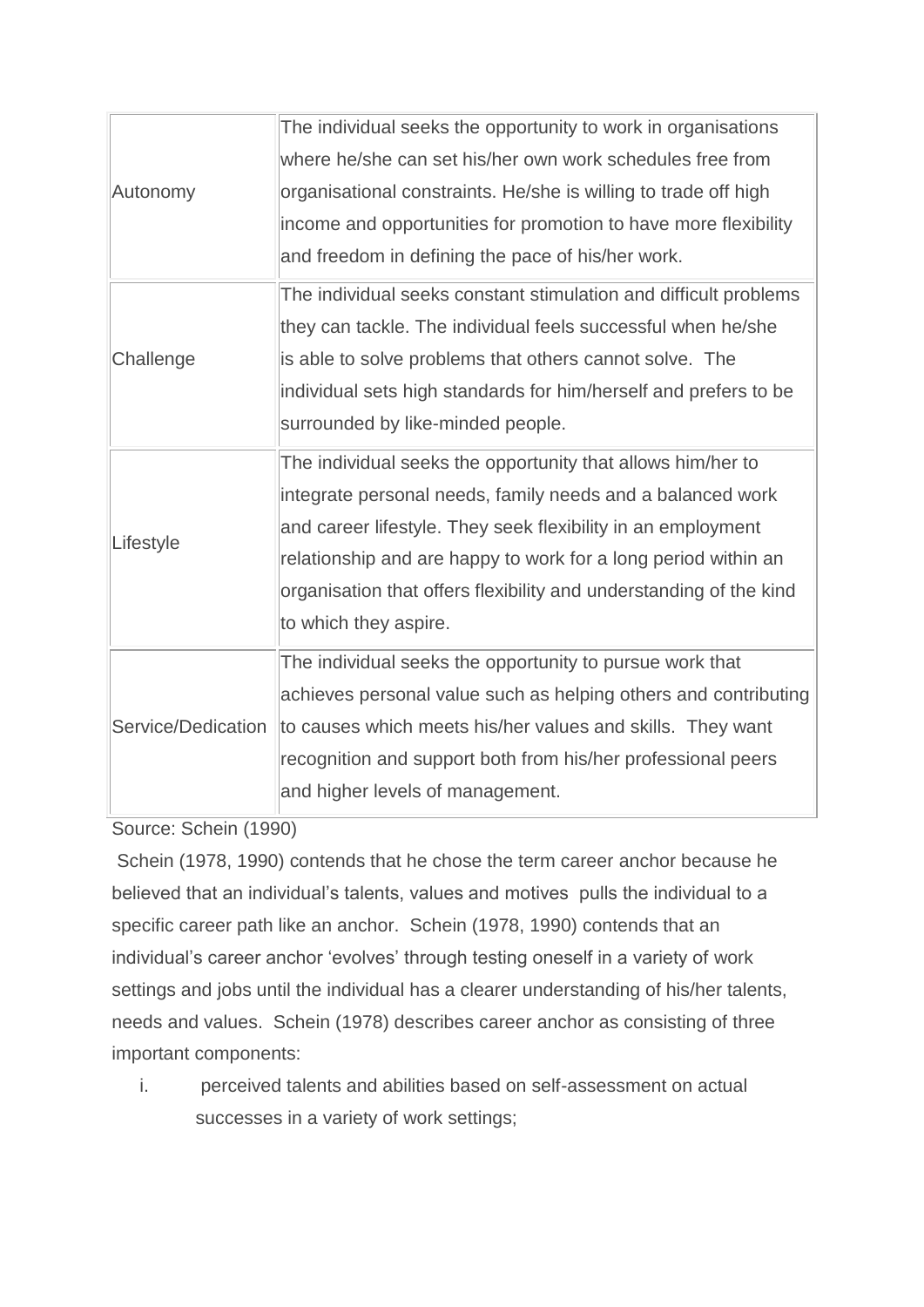| | |
|---|---|
| Autonomy | The individual seeks the opportunity to work in organisations where he/she can set his/her own work schedules free from organisational constraints. He/she is willing to trade off high income and opportunities for promotion to have more flexibility and freedom in defining the pace of his/her work. |
| Challenge | The individual seeks constant stimulation and difficult problems they can tackle. The individual feels successful when he/she is able to solve problems that others cannot solve. The individual sets high standards for him/herself and prefers to be surrounded by like-minded people. |
| Lifestyle | The individual seeks the opportunity that allows him/her to integrate personal needs, family needs and a balanced work and career lifestyle. They seek flexibility in an employment relationship and are happy to work for a long period within an organisation that offers flexibility and understanding of the kind to which they aspire. |
| Service/Dedication | The individual seeks the opportunity to pursue work that achieves personal value such as helping others and contributing to causes which meets his/her values and skills. They want recognition and support both from his/her professional peers and higher levels of management. |

Source: Schein (1990)

Schein (1978, 1990) contends that he chose the term career anchor because he believed that an individual's talents, values and motives pulls the individual to a specific career path like an anchor. Schein (1978, 1990) contends that an individual's career anchor 'evolves' through testing oneself in a variety of work settings and jobs until the individual has a clearer understanding of his/her talents, needs and values. Schein (1978) describes career anchor as consisting of three important components:

i. perceived talents and abilities based on self-assessment on actual successes in a variety of work settings;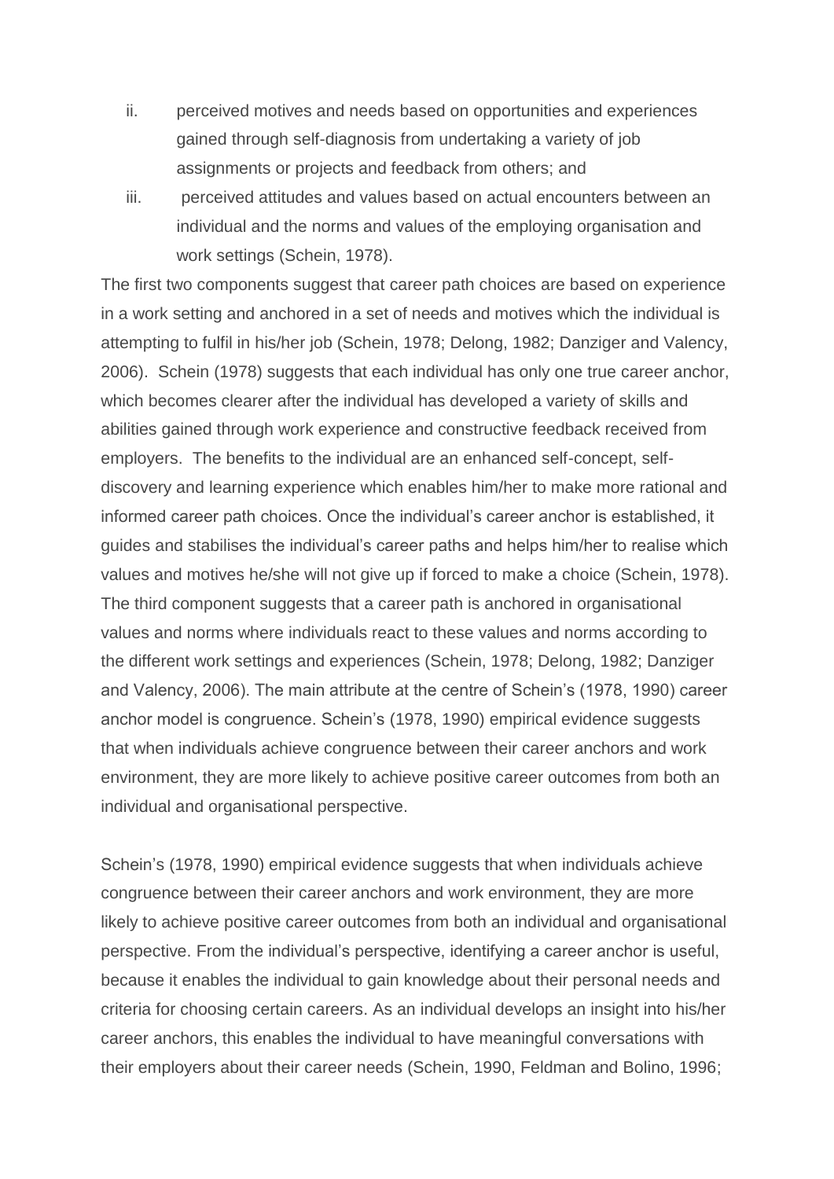ii. perceived motives and needs based on opportunities and experiences gained through self-diagnosis from undertaking a variety of job assignments or projects and feedback from others; and

iii. perceived attitudes and values based on actual encounters between an individual and the norms and values of the employing organisation and work settings (Schein, 1978).

The first two components suggest that career path choices are based on experience in a work setting and anchored in a set of needs and motives which the individual is attempting to fulfil in his/her job (Schein, 1978; Delong, 1982; Danziger and Valency, 2006). Schein (1978) suggests that each individual has only one true career anchor, which becomes clearer after the individual has developed a variety of skills and abilities gained through work experience and constructive feedback received from employers. The benefits to the individual are an enhanced self-concept, self-discovery and learning experience which enables him/her to make more rational and informed career path choices. Once the individual's career anchor is established, it guides and stabilises the individual's career paths and helps him/her to realise which values and motives he/she will not give up if forced to make a choice (Schein, 1978). The third component suggests that a career path is anchored in organisational values and norms where individuals react to these values and norms according to the different work settings and experiences (Schein, 1978; Delong, 1982; Danziger and Valency, 2006). The main attribute at the centre of Schein's (1978, 1990) career anchor model is congruence. Schein's (1978, 1990) empirical evidence suggests that when individuals achieve congruence between their career anchors and work environment, they are more likely to achieve positive career outcomes from both an individual and organisational perspective.

Schein's (1978, 1990) empirical evidence suggests that when individuals achieve congruence between their career anchors and work environment, they are more likely to achieve positive career outcomes from both an individual and organisational perspective. From the individual's perspective, identifying a career anchor is useful, because it enables the individual to gain knowledge about their personal needs and criteria for choosing certain careers. As an individual develops an insight into his/her career anchors, this enables the individual to have meaningful conversations with their employers about their career needs (Schein, 1990, Feldman and Bolino, 1996;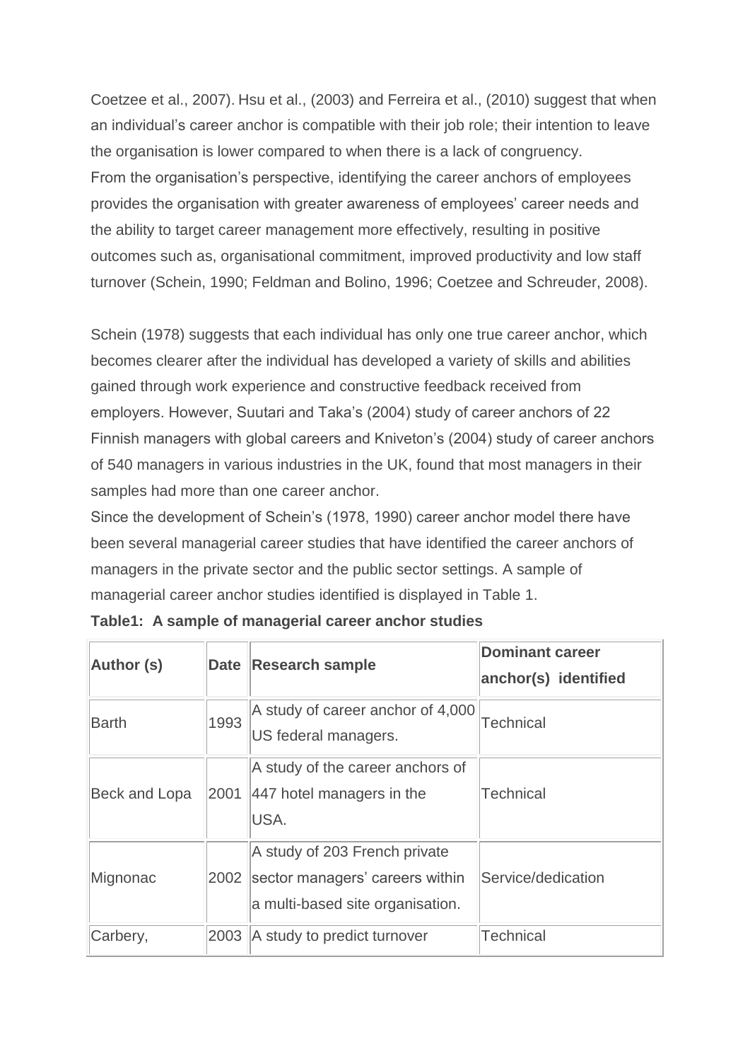Coetzee et al., 2007). Hsu et al., (2003) and Ferreira et al., (2010) suggest that when an individual's career anchor is compatible with their job role; their intention to leave the organisation is lower compared to when there is a lack of congruency.
From the organisation's perspective, identifying the career anchors of employees provides the organisation with greater awareness of employees' career needs and the ability to target career management more effectively, resulting in positive outcomes such as, organisational commitment, improved productivity and low staff turnover (Schein, 1990; Feldman and Bolino, 1996; Coetzee and Schreuder, 2008).

Schein (1978) suggests that each individual has only one true career anchor, which becomes clearer after the individual has developed a variety of skills and abilities gained through work experience and constructive feedback received from employers. However, Suutari and Taka's (2004) study of career anchors of 22 Finnish managers with global careers and Kniveton's (2004) study of career anchors of 540 managers in various industries in the UK, found that most managers in their samples had more than one career anchor.
Since the development of Schein's (1978, 1990) career anchor model there have been several managerial career studies that have identified the career anchors of managers in the private sector and the public sector settings. A sample of managerial career anchor studies identified is displayed in Table 1.

**Table1: A sample of managerial career anchor studies**

| Author (s) | Date | Research sample | Dominant career anchor(s) identified |
|---|---|---|---|
| Barth | 1993 | A study of career anchor of 4,000 US federal managers. | Technical |
| Beck and Lopa | 2001 | A study of the career anchors of 447 hotel managers in the USA. | Technical |
| Mignonac | 2002 | A study of 203 French private sector managers' careers within a multi-based site organisation. | Service/dedication |
| Carbery, | 2003 | A study to predict turnover | Technical |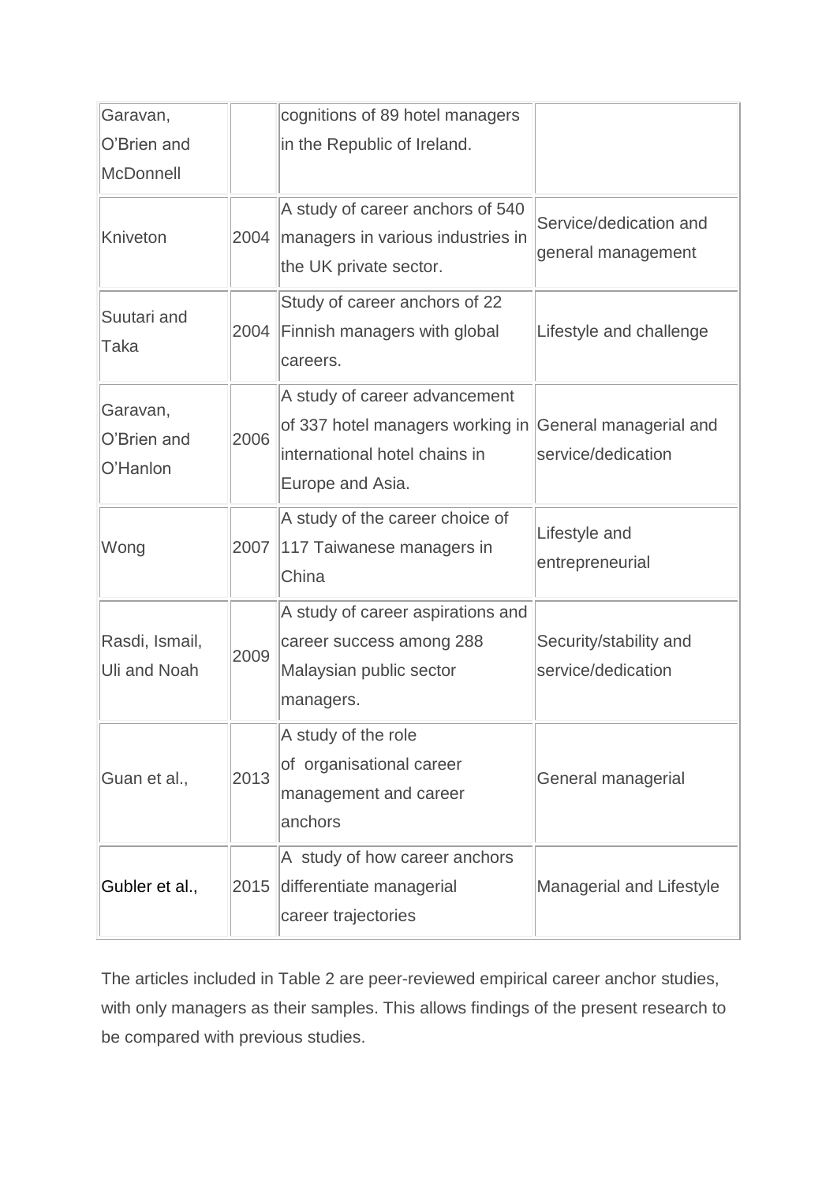| | | | |
|---|---|---|---|
| Garavan, O'Brien and McDonnell | | cognitions of 89 hotel managers in the Republic of Ireland. | |
| Kniveton | 2004 | A study of career anchors of 540 managers in various industries in the UK private sector. | Service/dedication and general management |
| Suutari and Taka | 2004 | Study of career anchors of 22 Finnish managers with global careers. | Lifestyle and challenge |
| Garavan, O'Brien and O'Hanlon | 2006 | A study of career advancement of 337 hotel managers working in international hotel chains in Europe and Asia. | General managerial and service/dedication |
| Wong | 2007 | A study of the career choice of 117 Taiwanese managers in China | Lifestyle and entrepreneurial |
| Rasdi, Ismail, Uli and Noah | 2009 | A study of career aspirations and career success among 288 Malaysian public sector managers. | Security/stability and service/dedication |
| Guan et al., | 2013 | A study of the role of organisational career management and career anchors | General managerial |
| Gubler et al., | 2015 | A study of how career anchors differentiate managerial career trajectories | Managerial and Lifestyle |

The articles included in Table 2 are peer-reviewed empirical career anchor studies, with only managers as their samples. This allows findings of the present research to be compared with previous studies.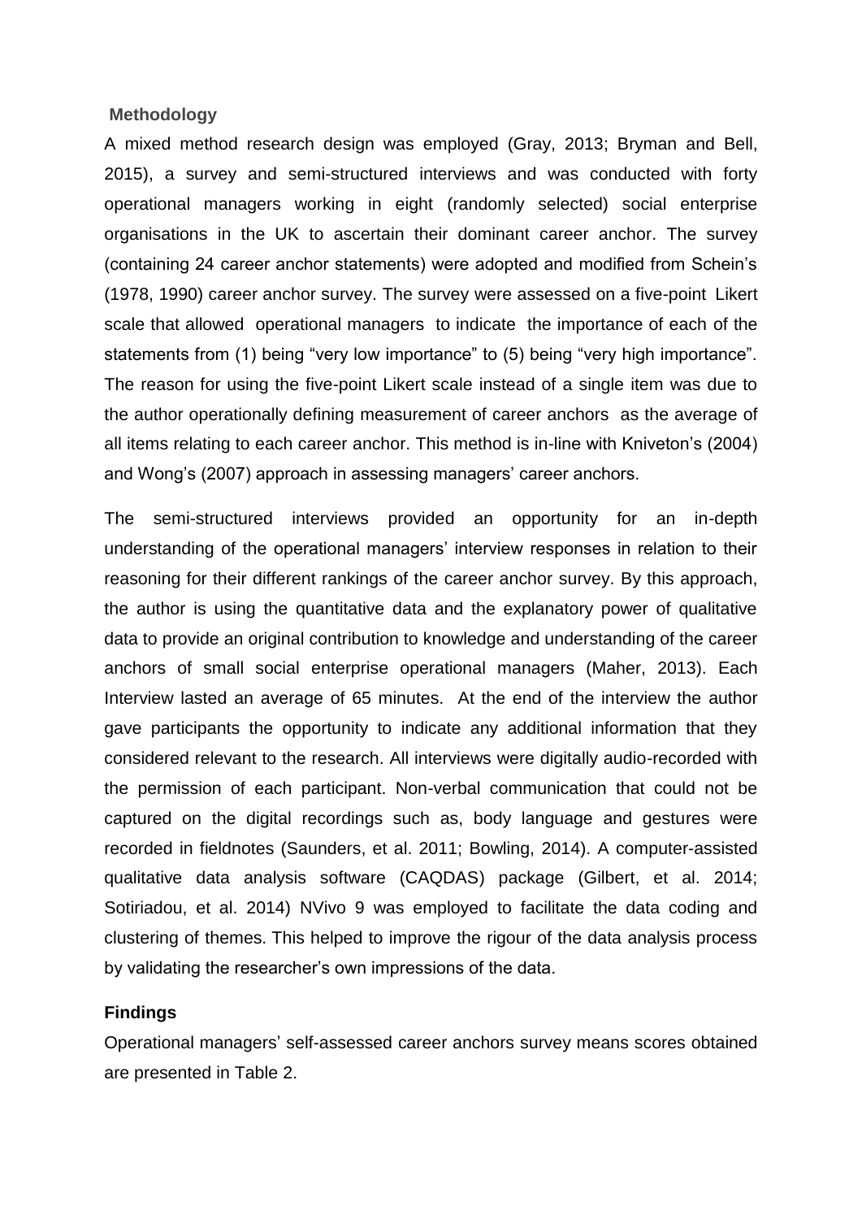## Methodology

A mixed method research design was employed (Gray, 2013; Bryman and Bell, 2015), a survey and semi-structured interviews and was conducted with forty operational managers working in eight (randomly selected) social enterprise organisations in the UK to ascertain their dominant career anchor. The survey (containing 24 career anchor statements) were adopted and modified from Schein's (1978, 1990) career anchor survey. The survey were assessed on a five-point Likert scale that allowed operational managers to indicate the importance of each of the statements from (1) being "very low importance" to (5) being "very high importance". The reason for using the five-point Likert scale instead of a single item was due to the author operationally defining measurement of career anchors as the average of all items relating to each career anchor. This method is in-line with Kniveton's (2004) and Wong's (2007) approach in assessing managers' career anchors.

The semi-structured interviews provided an opportunity for an in-depth understanding of the operational managers' interview responses in relation to their reasoning for their different rankings of the career anchor survey. By this approach, the author is using the quantitative data and the explanatory power of qualitative data to provide an original contribution to knowledge and understanding of the career anchors of small social enterprise operational managers (Maher, 2013). Each Interview lasted an average of 65 minutes. At the end of the interview the author gave participants the opportunity to indicate any additional information that they considered relevant to the research. All interviews were digitally audio-recorded with the permission of each participant. Non-verbal communication that could not be captured on the digital recordings such as, body language and gestures were recorded in fieldnotes (Saunders, et al. 2011; Bowling, 2014). A computer-assisted qualitative data analysis software (CAQDAS) package (Gilbert, et al. 2014; Sotiriadou, et al. 2014) NVivo 9 was employed to facilitate the data coding and clustering of themes. This helped to improve the rigour of the data analysis process by validating the researcher's own impressions of the data.

## Findings

Operational managers' self-assessed career anchors survey means scores obtained are presented in Table 2.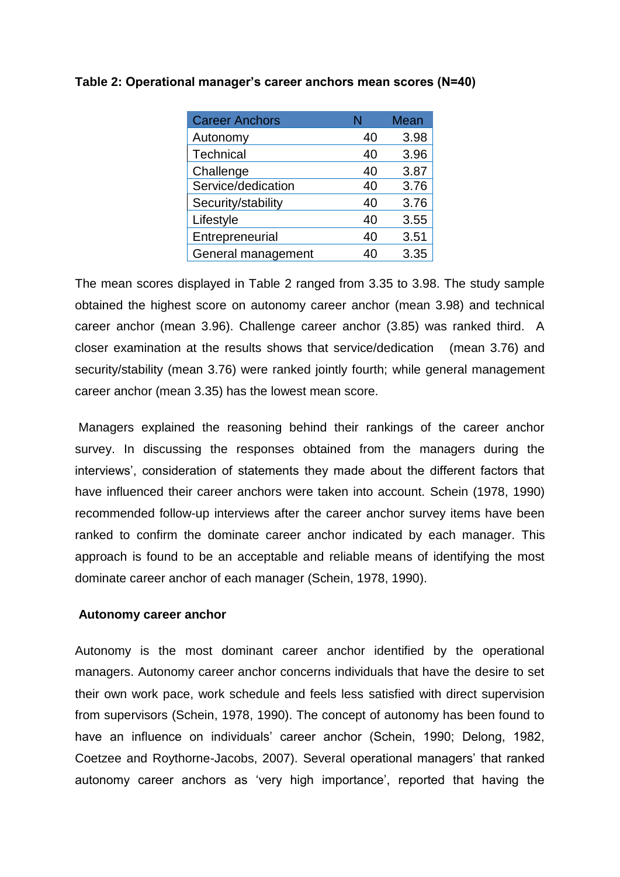**Table 2: Operational manager's career anchors mean scores (N=40)**

| Career Anchors | N | Mean |
|---|---|---|
| Autonomy | 40 | 3.98 |
| Technical | 40 | 3.96 |
| Challenge | 40 | 3.87 |
| Service/dedication | 40 | 3.76 |
| Security/stability | 40 | 3.76 |
| Lifestyle | 40 | 3.55 |
| Entrepreneurial | 40 | 3.51 |
| General management | 40 | 3.35 |

The mean scores displayed in Table 2 ranged from 3.35 to 3.98. The study sample obtained the highest score on autonomy career anchor (mean 3.98) and technical career anchor (mean 3.96). Challenge career anchor (3.85) was ranked third. A closer examination at the results shows that service/dedication (mean 3.76) and security/stability (mean 3.76) were ranked jointly fourth; while general management career anchor (mean 3.35) has the lowest mean score.

Managers explained the reasoning behind their rankings of the career anchor survey. In discussing the responses obtained from the managers during the interviews', consideration of statements they made about the different factors that have influenced their career anchors were taken into account. Schein (1978, 1990) recommended follow-up interviews after the career anchor survey items have been ranked to confirm the dominate career anchor indicated by each manager. This approach is found to be an acceptable and reliable means of identifying the most dominate career anchor of each manager (Schein, 1978, 1990).

**Autonomy career anchor**

Autonomy is the most dominant career anchor identified by the operational managers. Autonomy career anchor concerns individuals that have the desire to set their own work pace, work schedule and feels less satisfied with direct supervision from supervisors (Schein, 1978, 1990). The concept of autonomy has been found to have an influence on individuals' career anchor (Schein, 1990; Delong, 1982, Coetzee and Roythorne-Jacobs, 2007). Several operational managers' that ranked autonomy career anchors as 'very high importance', reported that having the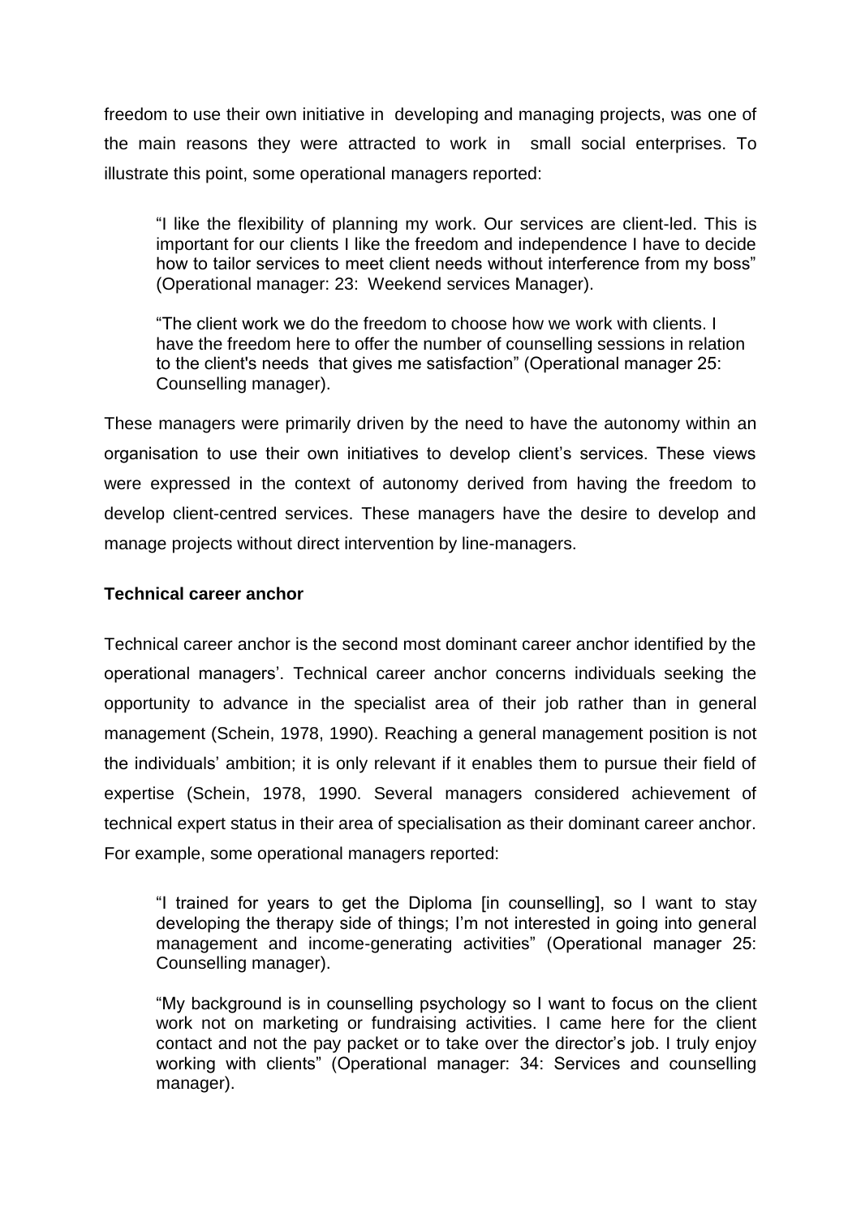freedom to use their own initiative in developing and managing projects, was one of the main reasons they were attracted to work in small social enterprises. To illustrate this point, some operational managers reported:

> "I like the flexibility of planning my work. Our services are client-led. This is important for our clients I like the freedom and independence I have to decide how to tailor services to meet client needs without interference from my boss" (Operational manager: 23: Weekend services Manager).

> "The client work we do the freedom to choose how we work with clients. I have the freedom here to offer the number of counselling sessions in relation to the client's needs that gives me satisfaction" (Operational manager 25: Counselling manager).

These managers were primarily driven by the need to have the autonomy within an organisation to use their own initiatives to develop client's services. These views were expressed in the context of autonomy derived from having the freedom to develop client-centred services. These managers have the desire to develop and manage projects without direct intervention by line-managers.

**Technical career anchor**

Technical career anchor is the second most dominant career anchor identified by the operational managers'. Technical career anchor concerns individuals seeking the opportunity to advance in the specialist area of their job rather than in general management (Schein, 1978, 1990). Reaching a general management position is not the individuals' ambition; it is only relevant if it enables them to pursue their field of expertise (Schein, 1978, 1990. Several managers considered achievement of technical expert status in their area of specialisation as their dominant career anchor. For example, some operational managers reported:

> "I trained for years to get the Diploma [in counselling], so I want to stay developing the therapy side of things; I'm not interested in going into general management and income-generating activities" (Operational manager 25: Counselling manager).

> "My background is in counselling psychology so I want to focus on the client work not on marketing or fundraising activities. I came here for the client contact and not the pay packet or to take over the director's job. I truly enjoy working with clients" (Operational manager: 34: Services and counselling manager).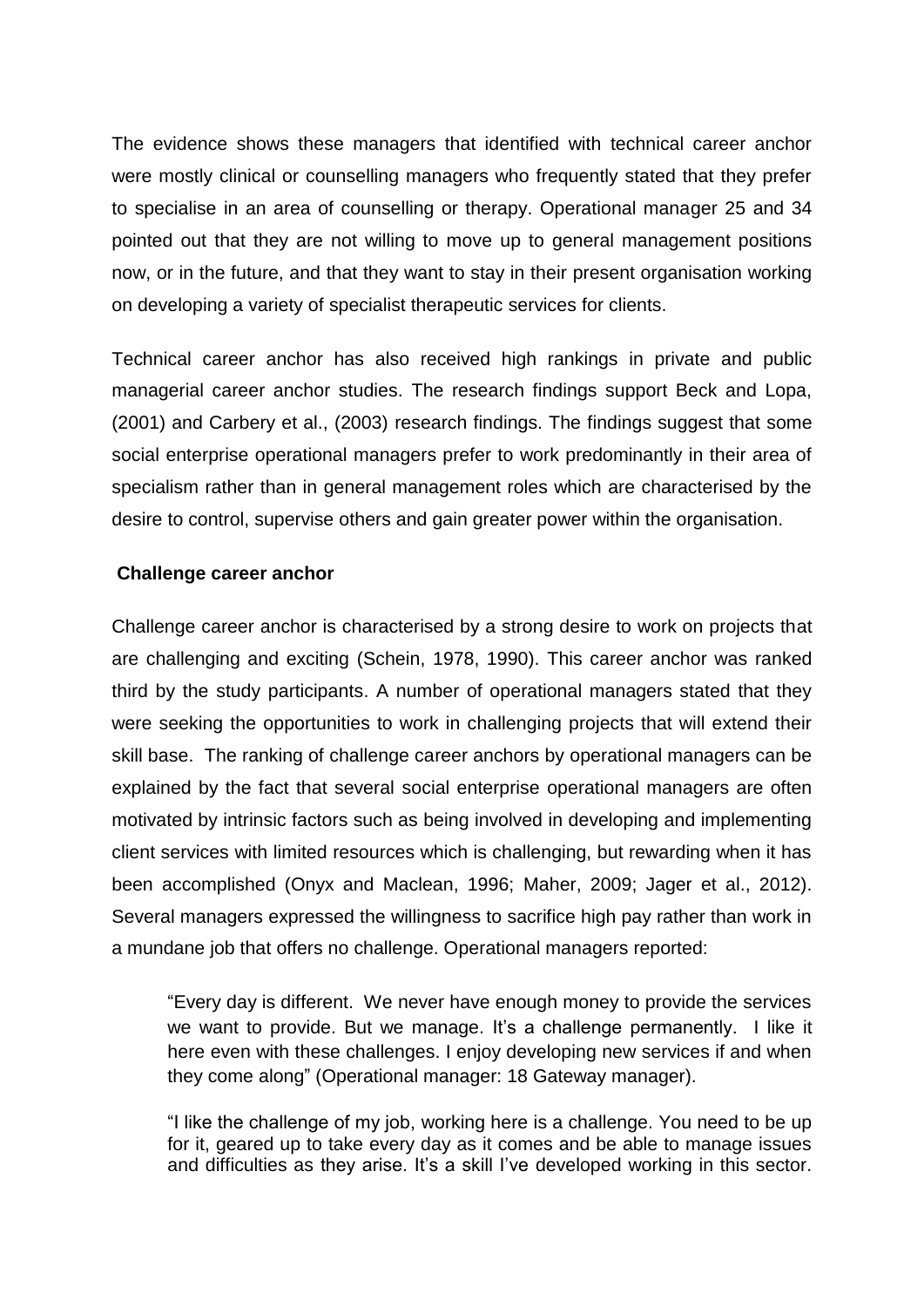The evidence shows these managers that identified with technical career anchor were mostly clinical or counselling managers who frequently stated that they prefer to specialise in an area of counselling or therapy. Operational manager 25 and 34 pointed out that they are not willing to move up to general management positions now, or in the future, and that they want to stay in their present organisation working on developing a variety of specialist therapeutic services for clients.

Technical career anchor has also received high rankings in private and public managerial career anchor studies. The research findings support Beck and Lopa, (2001) and Carbery et al., (2003) research findings. The findings suggest that some social enterprise operational managers prefer to work predominantly in their area of specialism rather than in general management roles which are characterised by the desire to control, supervise others and gain greater power within the organisation.

**Challenge career anchor**

Challenge career anchor is characterised by a strong desire to work on projects that are challenging and exciting (Schein, 1978, 1990). This career anchor was ranked third by the study participants. A number of operational managers stated that they were seeking the opportunities to work in challenging projects that will extend their skill base. The ranking of challenge career anchors by operational managers can be explained by the fact that several social enterprise operational managers are often motivated by intrinsic factors such as being involved in developing and implementing client services with limited resources which is challenging, but rewarding when it has been accomplished (Onyx and Maclean, 1996; Maher, 2009; Jager et al., 2012). Several managers expressed the willingness to sacrifice high pay rather than work in a mundane job that offers no challenge. Operational managers reported:

> "Every day is different. We never have enough money to provide the services we want to provide. But we manage. It's a challenge permanently. I like it here even with these challenges. I enjoy developing new services if and when they come along" (Operational manager: 18 Gateway manager).

> "I like the challenge of my job, working here is a challenge. You need to be up for it, geared up to take every day as it comes and be able to manage issues and difficulties as they arise. It's a skill I've developed working in this sector.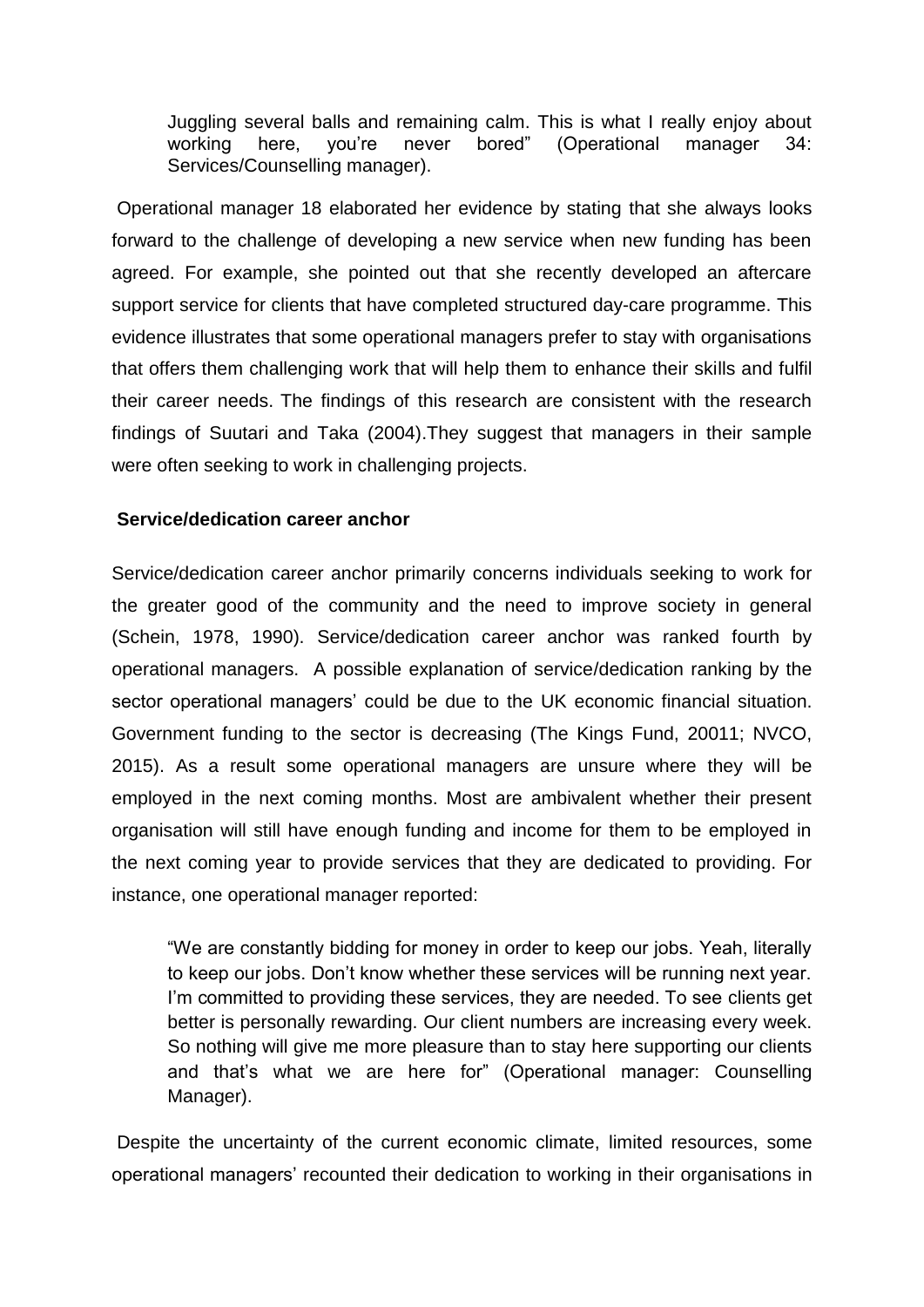> Juggling several balls and remaining calm. This is what I really enjoy about working here, you're never bored" (Operational manager 34: Services/Counselling manager).

Operational manager 18 elaborated her evidence by stating that she always looks forward to the challenge of developing a new service when new funding has been agreed. For example, she pointed out that she recently developed an aftercare support service for clients that have completed structured day-care programme. This evidence illustrates that some operational managers prefer to stay with organisations that offers them challenging work that will help them to enhance their skills and fulfil their career needs. The findings of this research are consistent with the research findings of Suutari and Taka (2004).They suggest that managers in their sample were often seeking to work in challenging projects.

**Service/dedication career anchor**

Service/dedication career anchor primarily concerns individuals seeking to work for the greater good of the community and the need to improve society in general (Schein, 1978, 1990). Service/dedication career anchor was ranked fourth by operational managers. A possible explanation of service/dedication ranking by the sector operational managers' could be due to the UK economic financial situation. Government funding to the sector is decreasing (The Kings Fund, 20011; NVCO, 2015). As a result some operational managers are unsure where they will be employed in the next coming months. Most are ambivalent whether their present organisation will still have enough funding and income for them to be employed in the next coming year to provide services that they are dedicated to providing. For instance, one operational manager reported:

> "We are constantly bidding for money in order to keep our jobs. Yeah, literally to keep our jobs. Don't know whether these services will be running next year. I'm committed to providing these services, they are needed. To see clients get better is personally rewarding. Our client numbers are increasing every week. So nothing will give me more pleasure than to stay here supporting our clients and that's what we are here for" (Operational manager: Counselling Manager).

Despite the uncertainty of the current economic climate, limited resources, some operational managers' recounted their dedication to working in their organisations in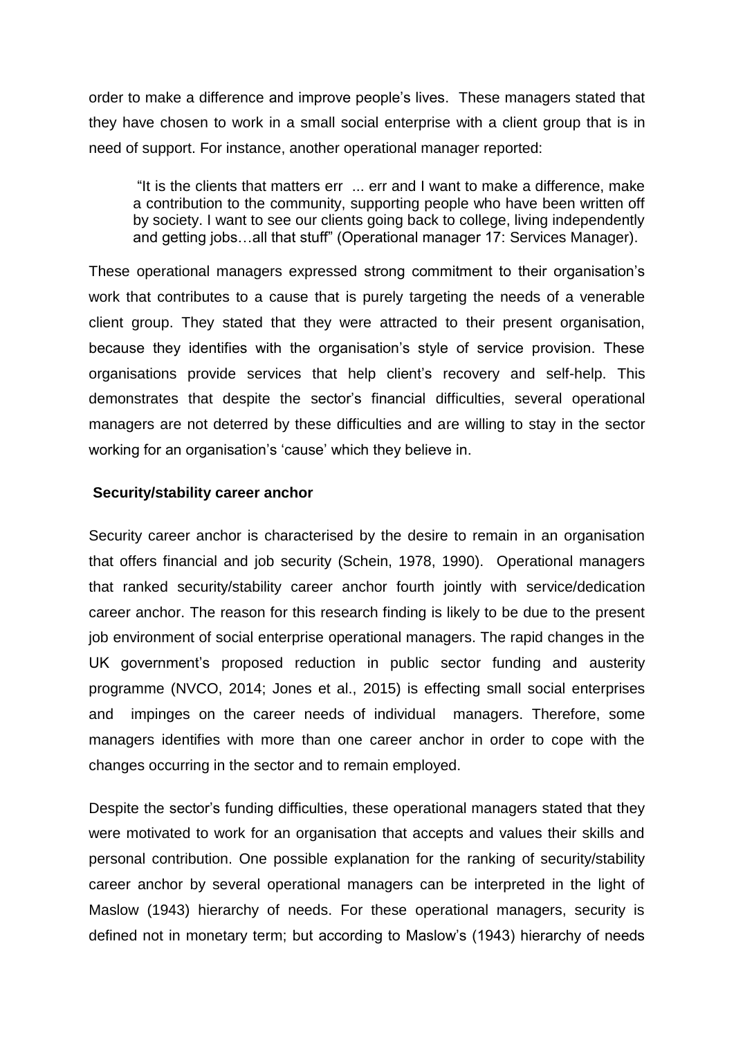order to make a difference and improve people's lives. These managers stated that they have chosen to work in a small social enterprise with a client group that is in need of support. For instance, another operational manager reported:

> "It is the clients that matters err ... err and I want to make a difference, make a contribution to the community, supporting people who have been written off by society. I want to see our clients going back to college, living independently and getting jobs…all that stuff" (Operational manager 17: Services Manager).

These operational managers expressed strong commitment to their organisation's work that contributes to a cause that is purely targeting the needs of a venerable client group. They stated that they were attracted to their present organisation, because they identifies with the organisation's style of service provision. These organisations provide services that help client's recovery and self-help. This demonstrates that despite the sector's financial difficulties, several operational managers are not deterred by these difficulties and are willing to stay in the sector working for an organisation's 'cause' which they believe in.

**Security/stability career anchor**

Security career anchor is characterised by the desire to remain in an organisation that offers financial and job security (Schein, 1978, 1990). Operational managers that ranked security/stability career anchor fourth jointly with service/dedication career anchor. The reason for this research finding is likely to be due to the present job environment of social enterprise operational managers. The rapid changes in the UK government's proposed reduction in public sector funding and austerity programme (NVCO, 2014; Jones et al., 2015) is effecting small social enterprises and impinges on the career needs of individual managers. Therefore, some managers identifies with more than one career anchor in order to cope with the changes occurring in the sector and to remain employed.

Despite the sector's funding difficulties, these operational managers stated that they were motivated to work for an organisation that accepts and values their skills and personal contribution. One possible explanation for the ranking of security/stability career anchor by several operational managers can be interpreted in the light of Maslow (1943) hierarchy of needs. For these operational managers, security is defined not in monetary term; but according to Maslow's (1943) hierarchy of needs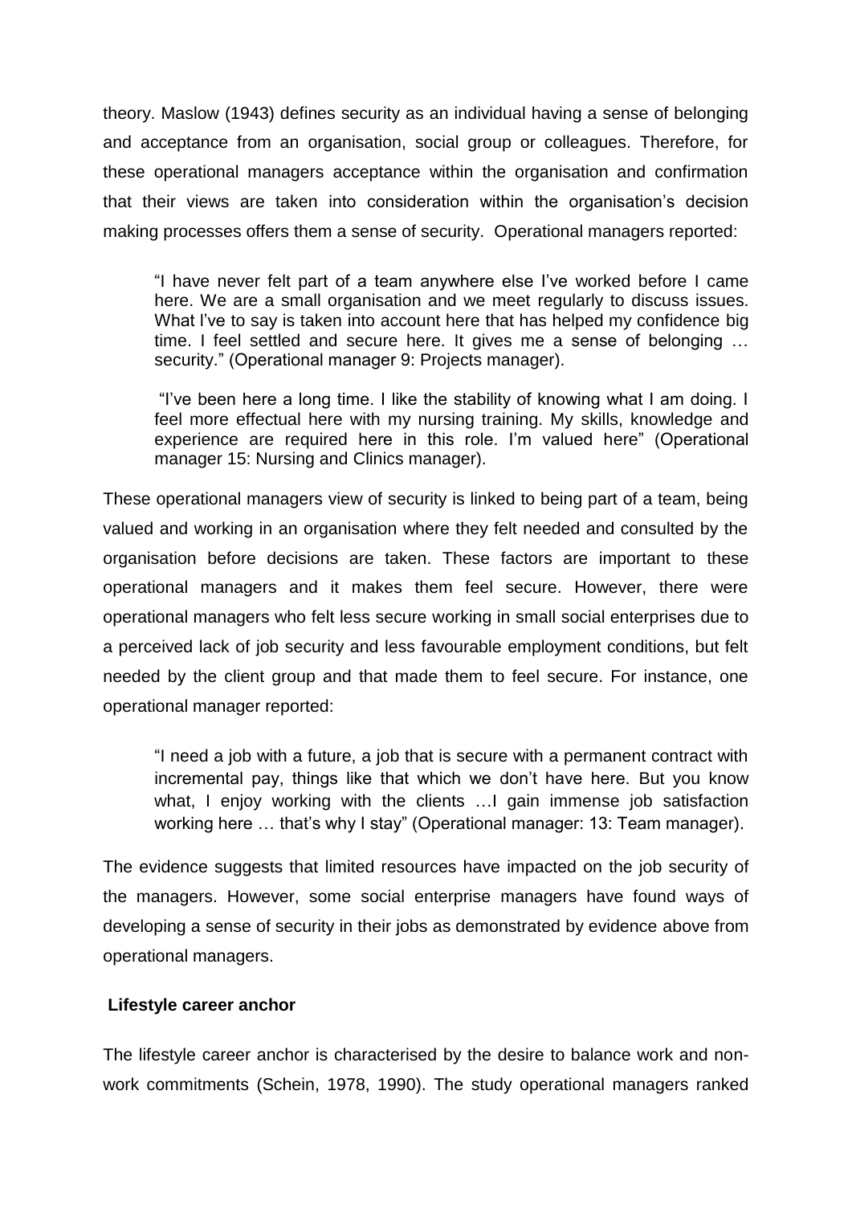theory. Maslow (1943) defines security as an individual having a sense of belonging and acceptance from an organisation, social group or colleagues. Therefore, for these operational managers acceptance within the organisation and confirmation that their views are taken into consideration within the organisation's decision making processes offers them a sense of security. Operational managers reported:

> "I have never felt part of a team anywhere else I've worked before I came here. We are a small organisation and we meet regularly to discuss issues. What I've to say is taken into account here that has helped my confidence big time. I feel settled and secure here. It gives me a sense of belonging … security." (Operational manager 9: Projects manager).

> "I've been here a long time. I like the stability of knowing what I am doing. I feel more effectual here with my nursing training. My skills, knowledge and experience are required here in this role. I'm valued here" (Operational manager 15: Nursing and Clinics manager).

These operational managers view of security is linked to being part of a team, being valued and working in an organisation where they felt needed and consulted by the organisation before decisions are taken. These factors are important to these operational managers and it makes them feel secure. However, there were operational managers who felt less secure working in small social enterprises due to a perceived lack of job security and less favourable employment conditions, but felt needed by the client group and that made them to feel secure. For instance, one operational manager reported:

> "I need a job with a future, a job that is secure with a permanent contract with incremental pay, things like that which we don't have here. But you know what, I enjoy working with the clients …I gain immense job satisfaction working here … that's why I stay" (Operational manager: 13: Team manager).

The evidence suggests that limited resources have impacted on the job security of the managers. However, some social enterprise managers have found ways of developing a sense of security in their jobs as demonstrated by evidence above from operational managers.

**Lifestyle career anchor**

The lifestyle career anchor is characterised by the desire to balance work and non-work commitments (Schein, 1978, 1990). The study operational managers ranked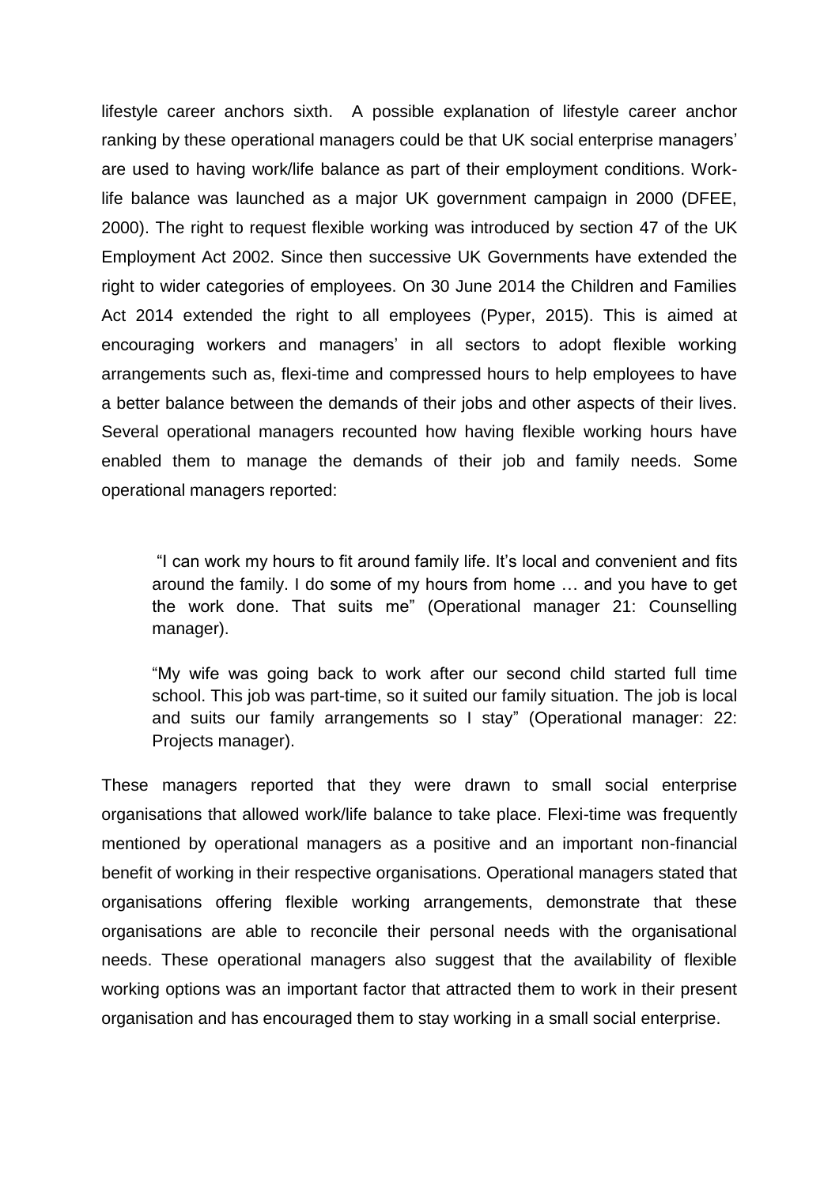lifestyle career anchors sixth. A possible explanation of lifestyle career anchor ranking by these operational managers could be that UK social enterprise managers' are used to having work/life balance as part of their employment conditions. Work-life balance was launched as a major UK government campaign in 2000 (DFEE, 2000). The right to request flexible working was introduced by section 47 of the UK Employment Act 2002. Since then successive UK Governments have extended the right to wider categories of employees. On 30 June 2014 the Children and Families Act 2014 extended the right to all employees (Pyper, 2015). This is aimed at encouraging workers and managers' in all sectors to adopt flexible working arrangements such as, flexi-time and compressed hours to help employees to have a better balance between the demands of their jobs and other aspects of their lives. Several operational managers recounted how having flexible working hours have enabled them to manage the demands of their job and family needs. Some operational managers reported:

> "I can work my hours to fit around family life. It's local and convenient and fits around the family. I do some of my hours from home … and you have to get the work done. That suits me" (Operational manager 21: Counselling manager).
>
> "My wife was going back to work after our second child started full time school. This job was part-time, so it suited our family situation. The job is local and suits our family arrangements so I stay" (Operational manager: 22: Projects manager).

These managers reported that they were drawn to small social enterprise organisations that allowed work/life balance to take place. Flexi-time was frequently mentioned by operational managers as a positive and an important non-financial benefit of working in their respective organisations. Operational managers stated that organisations offering flexible working arrangements, demonstrate that these organisations are able to reconcile their personal needs with the organisational needs. These operational managers also suggest that the availability of flexible working options was an important factor that attracted them to work in their present organisation and has encouraged them to stay working in a small social enterprise.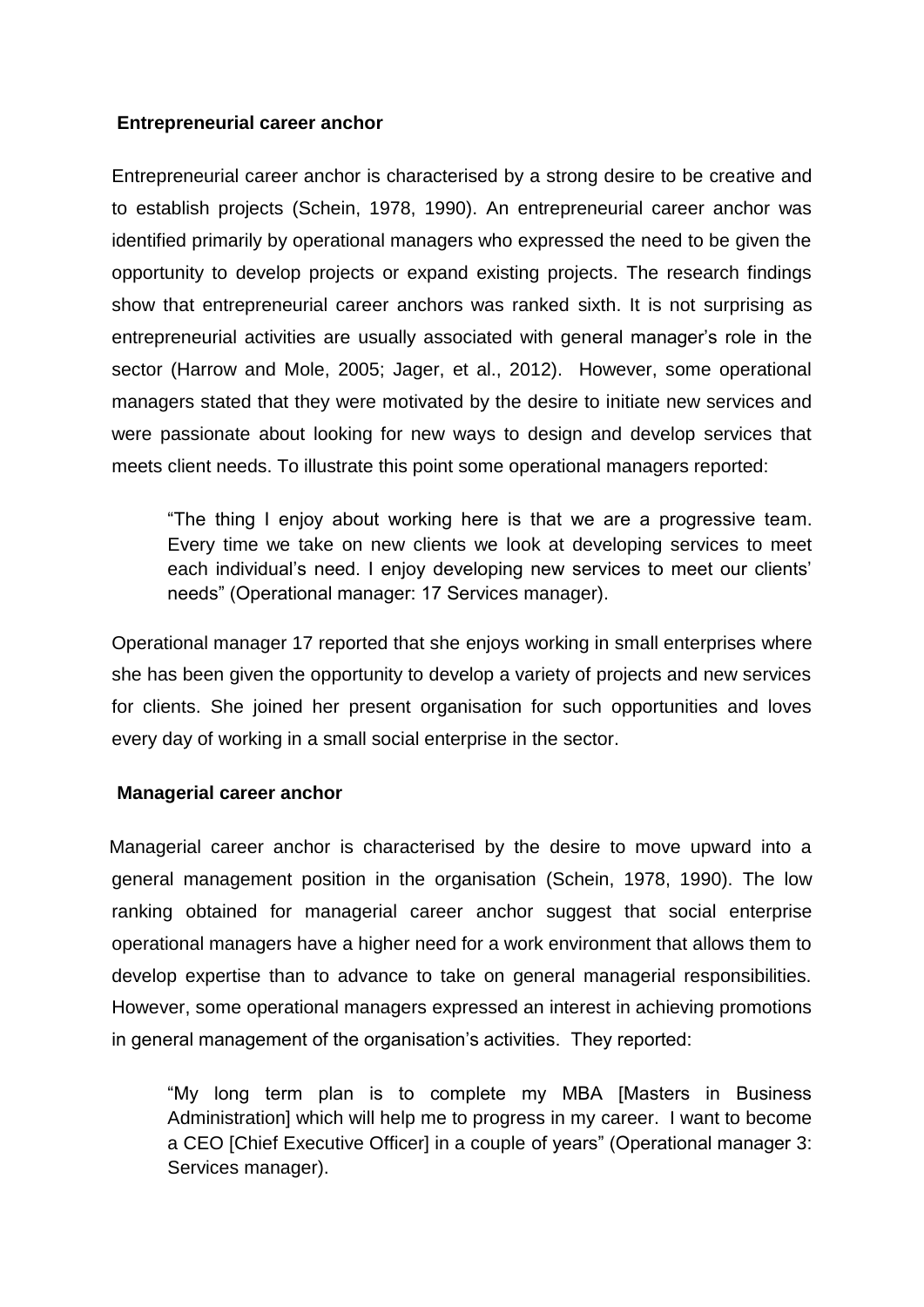### Entrepreneurial career anchor

Entrepreneurial career anchor is characterised by a strong desire to be creative and to establish projects (Schein, 1978, 1990). An entrepreneurial career anchor was identified primarily by operational managers who expressed the need to be given the opportunity to develop projects or expand existing projects. The research findings show that entrepreneurial career anchors was ranked sixth. It is not surprising as entrepreneurial activities are usually associated with general manager's role in the sector (Harrow and Mole, 2005; Jager, et al., 2012). However, some operational managers stated that they were motivated by the desire to initiate new services and were passionate about looking for new ways to design and develop services that meets client needs. To illustrate this point some operational managers reported:

> "The thing I enjoy about working here is that we are a progressive team. Every time we take on new clients we look at developing services to meet each individual's need. I enjoy developing new services to meet our clients' needs" (Operational manager: 17 Services manager).

Operational manager 17 reported that she enjoys working in small enterprises where she has been given the opportunity to develop a variety of projects and new services for clients. She joined her present organisation for such opportunities and loves every day of working in a small social enterprise in the sector.

### Managerial career anchor

Managerial career anchor is characterised by the desire to move upward into a general management position in the organisation (Schein, 1978, 1990). The low ranking obtained for managerial career anchor suggest that social enterprise operational managers have a higher need for a work environment that allows them to develop expertise than to advance to take on general managerial responsibilities. However, some operational managers expressed an interest in achieving promotions in general management of the organisation's activities. They reported:

> "My long term plan is to complete my MBA [Masters in Business Administration] which will help me to progress in my career. I want to become a CEO [Chief Executive Officer] in a couple of years" (Operational manager 3: Services manager).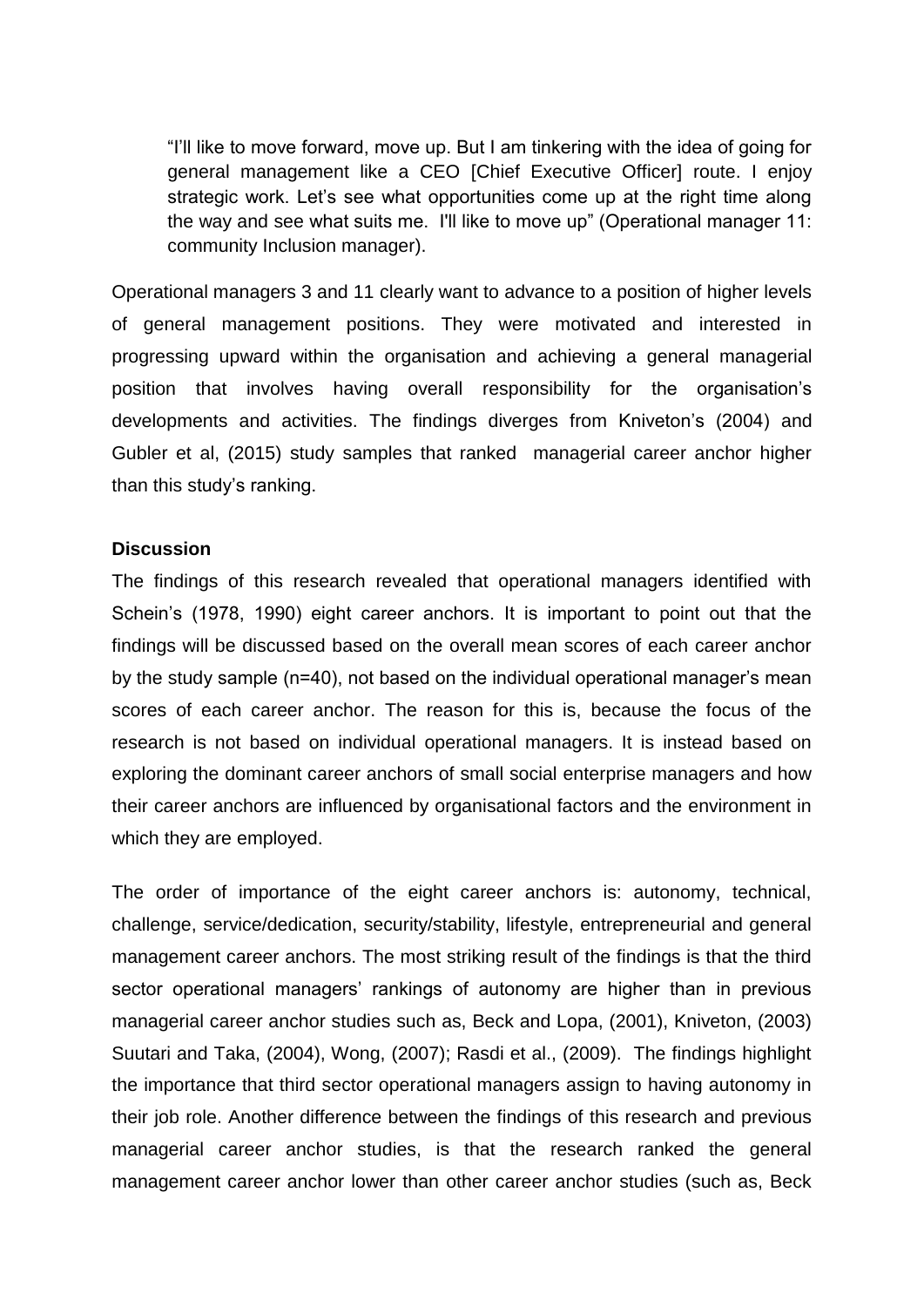> "I'll like to move forward, move up. But I am tinkering with the idea of going for general management like a CEO [Chief Executive Officer] route. I enjoy strategic work. Let's see what opportunities come up at the right time along the way and see what suits me. I'll like to move up" (Operational manager 11: community Inclusion manager).

Operational managers 3 and 11 clearly want to advance to a position of higher levels of general management positions. They were motivated and interested in progressing upward within the organisation and achieving a general managerial position that involves having overall responsibility for the organisation's developments and activities. The findings diverges from Kniveton's (2004) and Gubler et al, (2015) study samples that ranked managerial career anchor higher than this study's ranking.

**Discussion**

The findings of this research revealed that operational managers identified with Schein's (1978, 1990) eight career anchors. It is important to point out that the findings will be discussed based on the overall mean scores of each career anchor by the study sample (n=40), not based on the individual operational manager's mean scores of each career anchor. The reason for this is, because the focus of the research is not based on individual operational managers. It is instead based on exploring the dominant career anchors of small social enterprise managers and how their career anchors are influenced by organisational factors and the environment in which they are employed.

The order of importance of the eight career anchors is: autonomy, technical, challenge, service/dedication, security/stability, lifestyle, entrepreneurial and general management career anchors. The most striking result of the findings is that the third sector operational managers' rankings of autonomy are higher than in previous managerial career anchor studies such as, Beck and Lopa, (2001), Kniveton, (2003) Suutari and Taka, (2004), Wong, (2007); Rasdi et al., (2009). The findings highlight the importance that third sector operational managers assign to having autonomy in their job role. Another difference between the findings of this research and previous managerial career anchor studies, is that the research ranked the general management career anchor lower than other career anchor studies (such as, Beck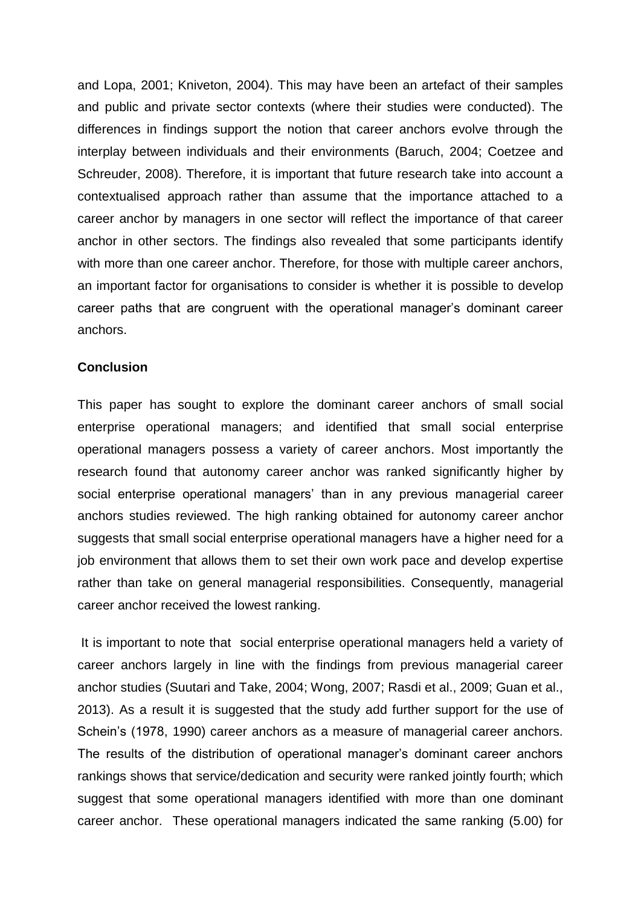and Lopa, 2001; Kniveton, 2004). This may have been an artefact of their samples and public and private sector contexts (where their studies were conducted). The differences in findings support the notion that career anchors evolve through the interplay between individuals and their environments (Baruch, 2004; Coetzee and Schreuder, 2008). Therefore, it is important that future research take into account a contextualised approach rather than assume that the importance attached to a career anchor by managers in one sector will reflect the importance of that career anchor in other sectors. The findings also revealed that some participants identify with more than one career anchor. Therefore, for those with multiple career anchors, an important factor for organisations to consider is whether it is possible to develop career paths that are congruent with the operational manager's dominant career anchors.

**Conclusion**

This paper has sought to explore the dominant career anchors of small social enterprise operational managers; and identified that small social enterprise operational managers possess a variety of career anchors. Most importantly the research found that autonomy career anchor was ranked significantly higher by social enterprise operational managers' than in any previous managerial career anchors studies reviewed. The high ranking obtained for autonomy career anchor suggests that small social enterprise operational managers have a higher need for a job environment that allows them to set their own work pace and develop expertise rather than take on general managerial responsibilities. Consequently, managerial career anchor received the lowest ranking.

It is important to note that social enterprise operational managers held a variety of career anchors largely in line with the findings from previous managerial career anchor studies (Suutari and Take, 2004; Wong, 2007; Rasdi et al., 2009; Guan et al., 2013). As a result it is suggested that the study add further support for the use of Schein's (1978, 1990) career anchors as a measure of managerial career anchors. The results of the distribution of operational manager's dominant career anchors rankings shows that service/dedication and security were ranked jointly fourth; which suggest that some operational managers identified with more than one dominant career anchor. These operational managers indicated the same ranking (5.00) for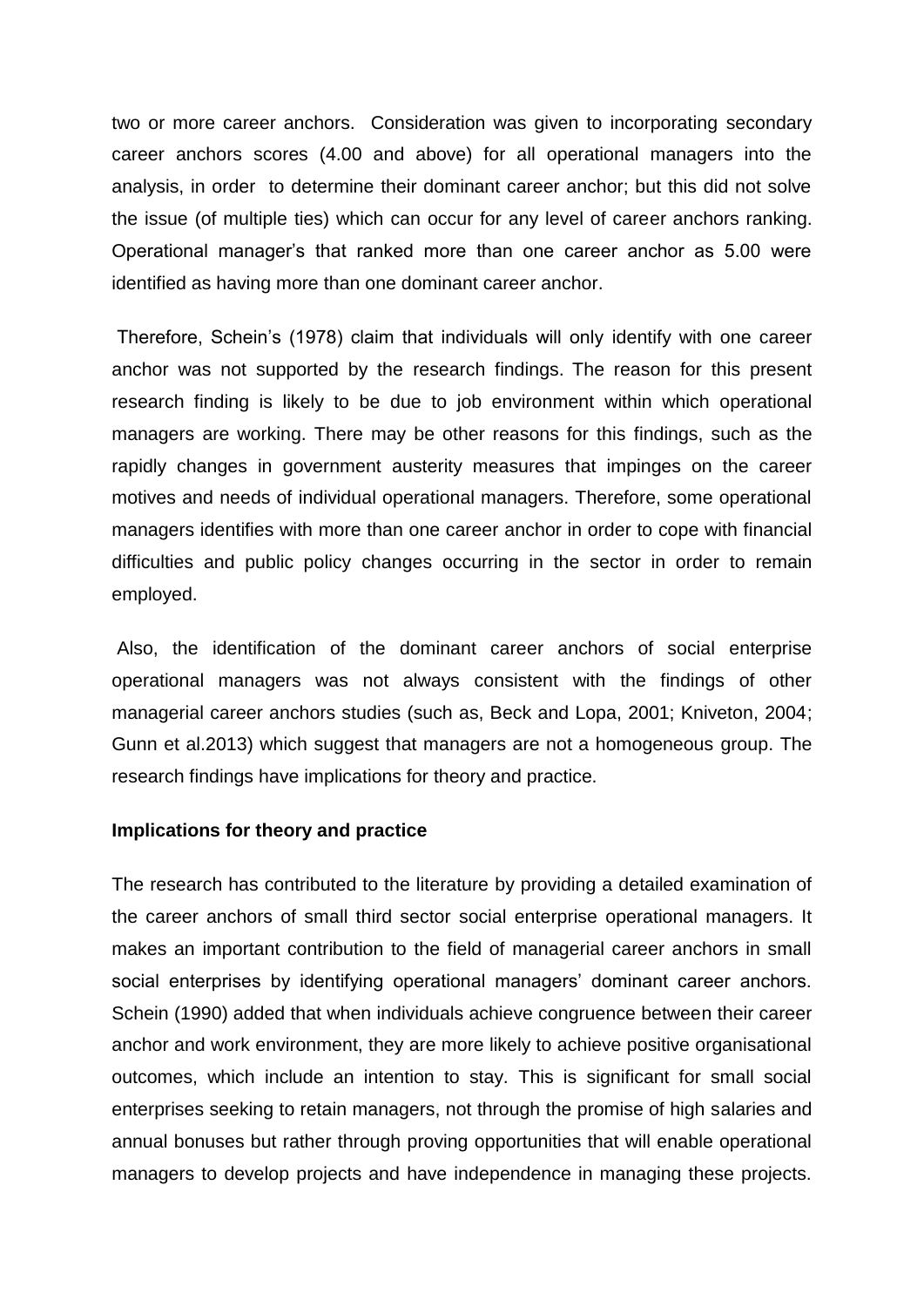two or more career anchors. Consideration was given to incorporating secondary career anchors scores (4.00 and above) for all operational managers into the analysis, in order to determine their dominant career anchor; but this did not solve the issue (of multiple ties) which can occur for any level of career anchors ranking. Operational manager's that ranked more than one career anchor as 5.00 were identified as having more than one dominant career anchor.

Therefore, Schein's (1978) claim that individuals will only identify with one career anchor was not supported by the research findings. The reason for this present research finding is likely to be due to job environment within which operational managers are working. There may be other reasons for this findings, such as the rapidly changes in government austerity measures that impinges on the career motives and needs of individual operational managers. Therefore, some operational managers identifies with more than one career anchor in order to cope with financial difficulties and public policy changes occurring in the sector in order to remain employed.

Also, the identification of the dominant career anchors of social enterprise operational managers was not always consistent with the findings of other managerial career anchors studies (such as, Beck and Lopa, 2001; Kniveton, 2004; Gunn et al.2013) which suggest that managers are not a homogeneous group. The research findings have implications for theory and practice.

**Implications for theory and practice**

The research has contributed to the literature by providing a detailed examination of the career anchors of small third sector social enterprise operational managers. It makes an important contribution to the field of managerial career anchors in small social enterprises by identifying operational managers' dominant career anchors. Schein (1990) added that when individuals achieve congruence between their career anchor and work environment, they are more likely to achieve positive organisational outcomes, which include an intention to stay. This is significant for small social enterprises seeking to retain managers, not through the promise of high salaries and annual bonuses but rather through proving opportunities that will enable operational managers to develop projects and have independence in managing these projects.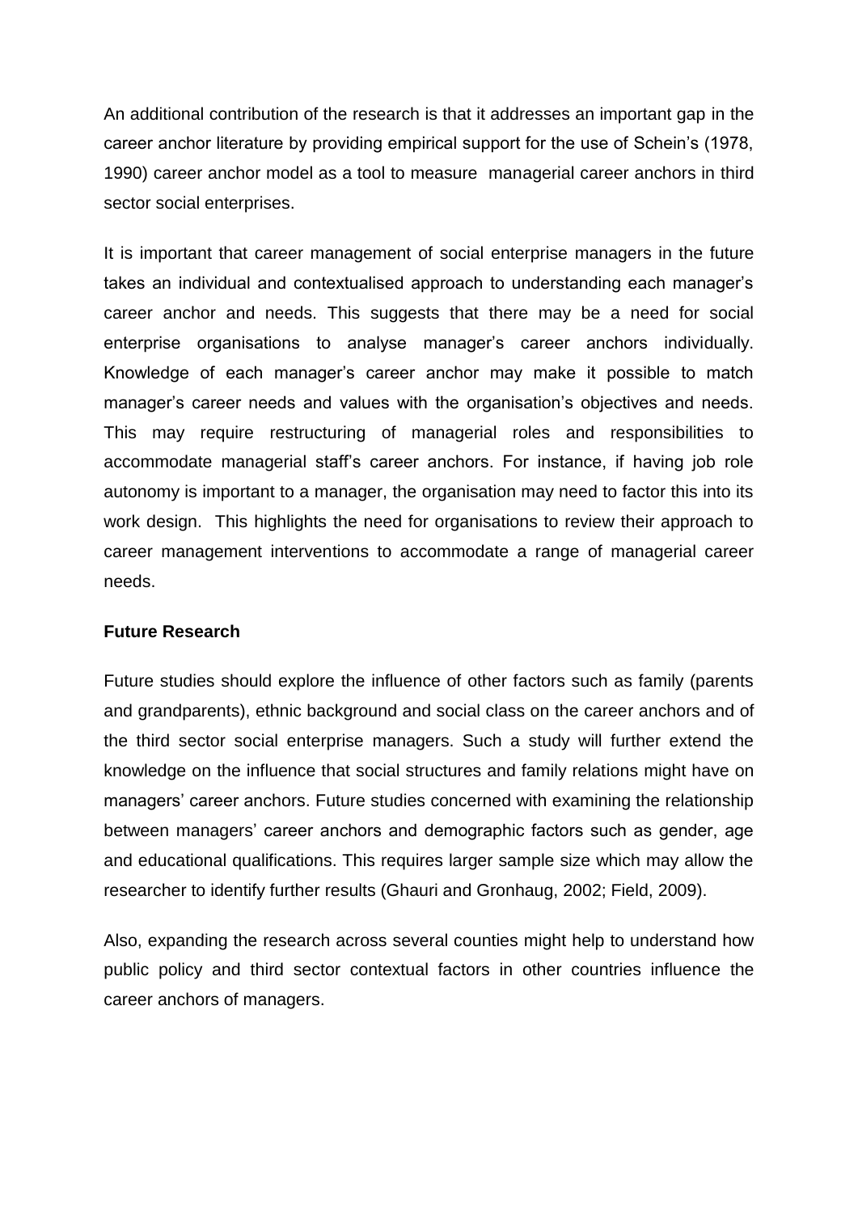An additional contribution of the research is that it addresses an important gap in the career anchor literature by providing empirical support for the use of Schein's (1978, 1990) career anchor model as a tool to measure managerial career anchors in third sector social enterprises.

It is important that career management of social enterprise managers in the future takes an individual and contextualised approach to understanding each manager's career anchor and needs. This suggests that there may be a need for social enterprise organisations to analyse manager's career anchors individually. Knowledge of each manager's career anchor may make it possible to match manager's career needs and values with the organisation's objectives and needs. This may require restructuring of managerial roles and responsibilities to accommodate managerial staff's career anchors. For instance, if having job role autonomy is important to a manager, the organisation may need to factor this into its work design. This highlights the need for organisations to review their approach to career management interventions to accommodate a range of managerial career needs.

**Future Research**

Future studies should explore the influence of other factors such as family (parents and grandparents), ethnic background and social class on the career anchors and of the third sector social enterprise managers. Such a study will further extend the knowledge on the influence that social structures and family relations might have on managers' career anchors. Future studies concerned with examining the relationship between managers' career anchors and demographic factors such as gender, age and educational qualifications. This requires larger sample size which may allow the researcher to identify further results (Ghauri and Gronhaug, 2002; Field, 2009).

Also, expanding the research across several counties might help to understand how public policy and third sector contextual factors in other countries influence the career anchors of managers.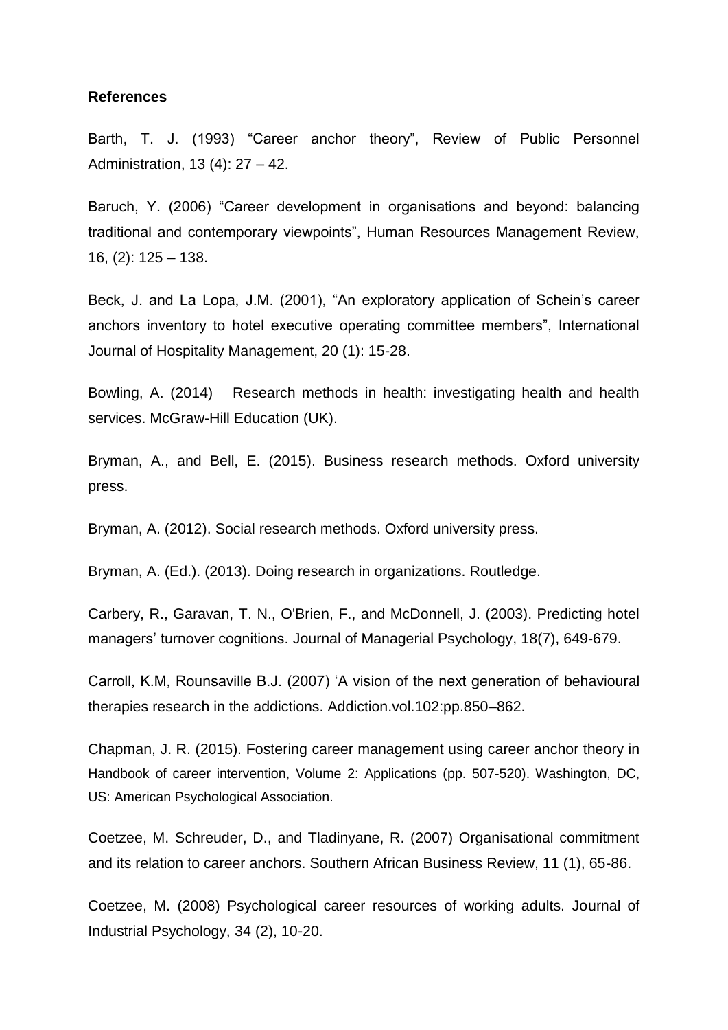**References**

Barth, T. J. (1993) “Career anchor theory”, Review of Public Personnel Administration, 13 (4): 27 – 42.

Baruch, Y. (2006) “Career development in organisations and beyond: balancing traditional and contemporary viewpoints”, Human Resources Management Review, 16, (2): 125 – 138.

Beck, J. and La Lopa, J.M. (2001), “An exploratory application of Schein’s career anchors inventory to hotel executive operating committee members”, International Journal of Hospitality Management, 20 (1): 15-28.

Bowling, A. (2014) Research methods in health: investigating health and health services. McGraw-Hill Education (UK).

Bryman, A., and Bell, E. (2015). Business research methods. Oxford university press.

Bryman, A. (2012). Social research methods. Oxford university press.

Bryman, A. (Ed.). (2013). Doing research in organizations. Routledge.

Carbery, R., Garavan, T. N., O'Brien, F., and McDonnell, J. (2003). Predicting hotel managers’ turnover cognitions. Journal of Managerial Psychology, 18(7), 649-679.

Carroll, K.M, Rounsaville B.J. (2007) ‘A vision of the next generation of behavioural therapies research in the addictions. Addiction.vol.102:pp.850–862.

Chapman, J. R. (2015). Fostering career management using career anchor theory in Handbook of career intervention, Volume 2: Applications (pp. 507-520). Washington, DC, US: American Psychological Association.

Coetzee, M. Schreuder, D., and Tladinyane, R. (2007) Organisational commitment and its relation to career anchors. Southern African Business Review, 11 (1), 65-86.

Coetzee, M. (2008) Psychological career resources of working adults. Journal of Industrial Psychology, 34 (2), 10-20.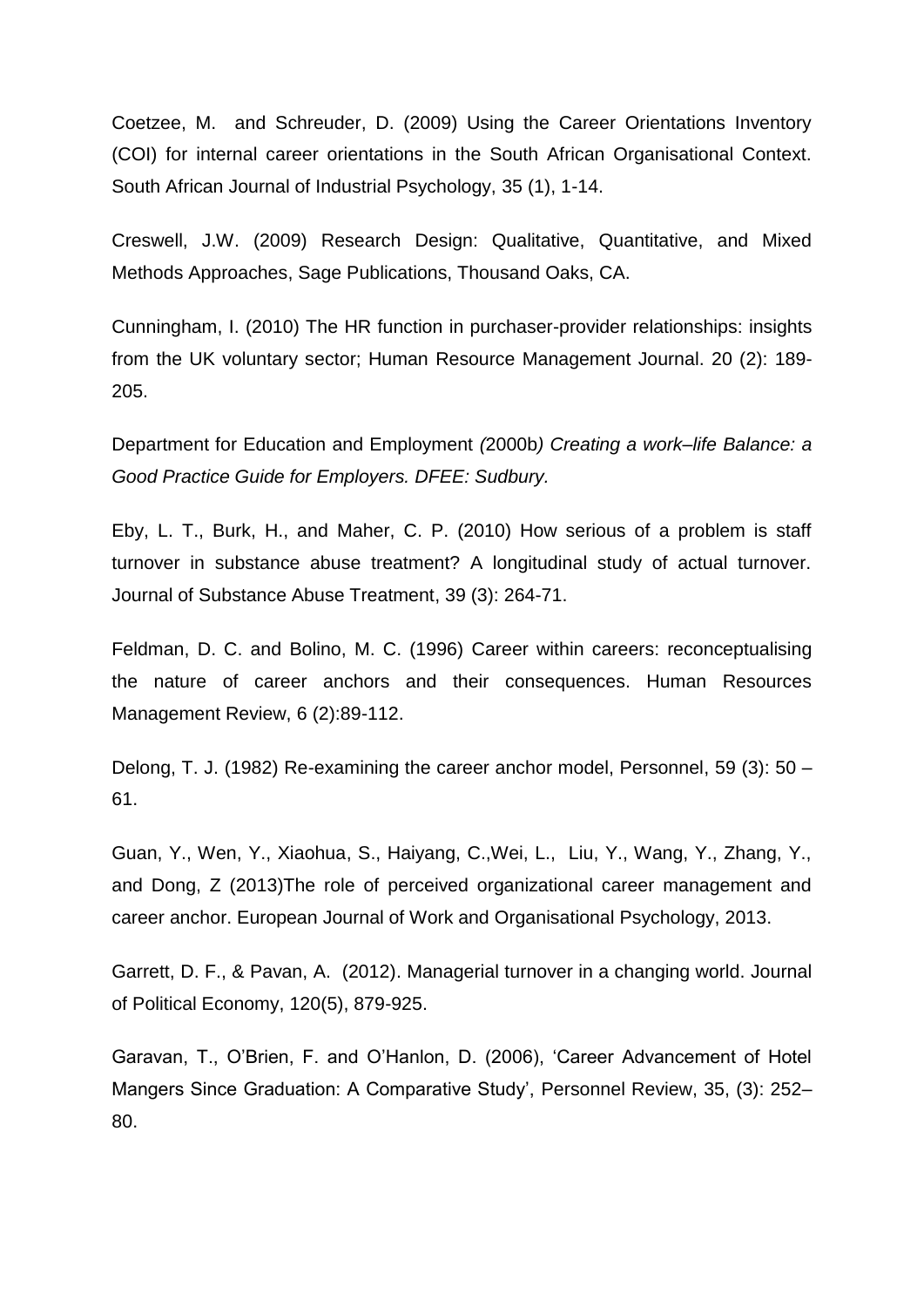Coetzee, M. and Schreuder, D. (2009) Using the Career Orientations Inventory (COI) for internal career orientations in the South African Organisational Context. South African Journal of Industrial Psychology, 35 (1), 1-14.

Creswell, J.W. (2009) Research Design: Qualitative, Quantitative, and Mixed Methods Approaches, Sage Publications, Thousand Oaks, CA.

Cunningham, I. (2010) The HR function in purchaser-provider relationships: insights from the UK voluntary sector; Human Resource Management Journal. 20 (2): 189-205.

Department for Education and Employment *(*2000b*) Creating a work–life Balance: a Good Practice Guide for Employers. DFEE: Sudbury.*

Eby, L. T., Burk, H., and Maher, C. P. (2010) How serious of a problem is staff turnover in substance abuse treatment? A longitudinal study of actual turnover. Journal of Substance Abuse Treatment, 39 (3): 264-71.

Feldman, D. C. and Bolino, M. C. (1996) Career within careers: reconceptualising the nature of career anchors and their consequences. Human Resources Management Review, 6 (2):89-112.

Delong, T. J. (1982) Re-examining the career anchor model, Personnel, 59 (3): 50 – 61.

Guan, Y., Wen, Y., Xiaohua, S., Haiyang, C.,Wei, L., Liu, Y., Wang, Y., Zhang, Y., and Dong, Z (2013)The role of perceived organizational career management and career anchor. European Journal of Work and Organisational Psychology, 2013.

Garrett, D. F., & Pavan, A. (2012). Managerial turnover in a changing world. Journal of Political Economy, 120(5), 879-925.

Garavan, T., O'Brien, F. and O'Hanlon, D. (2006), 'Career Advancement of Hotel Mangers Since Graduation: A Comparative Study', Personnel Review, 35, (3): 252–80.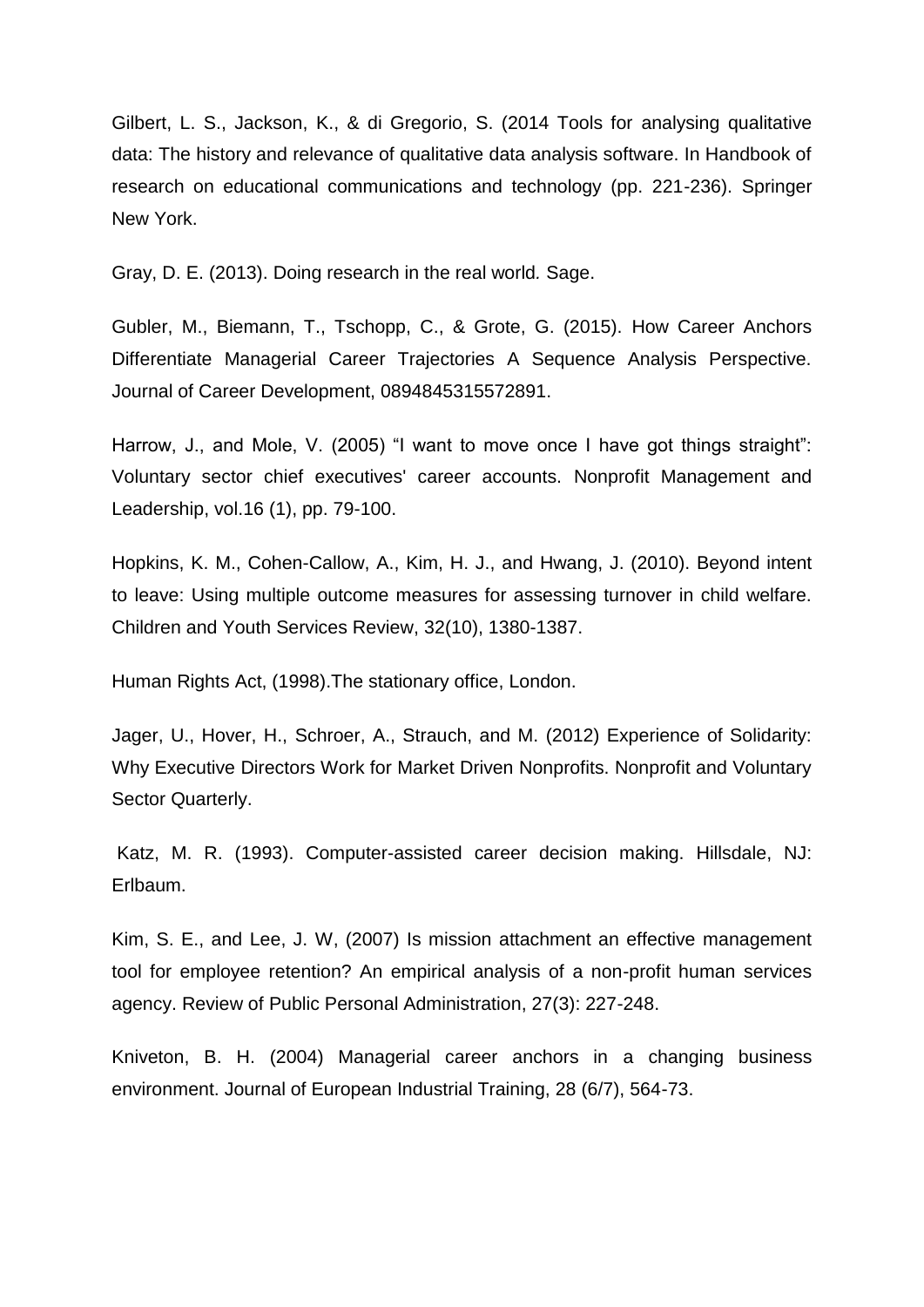Gilbert, L. S., Jackson, K., & di Gregorio, S. (2014 Tools for analysing qualitative data: The history and relevance of qualitative data analysis software. In Handbook of research on educational communications and technology (pp. 221-236). Springer New York.

Gray, D. E. (2013). Doing research in the real world*.* Sage.

Gubler, M., Biemann, T., Tschopp, C., & Grote, G. (2015). How Career Anchors Differentiate Managerial Career Trajectories A Sequence Analysis Perspective. Journal of Career Development, 0894845315572891.

Harrow, J., and Mole, V. (2005) "I want to move once I have got things straight": Voluntary sector chief executives' career accounts. Nonprofit Management and Leadership, vol.16 (1), pp. 79-100.

Hopkins, K. M., Cohen-Callow, A., Kim, H. J., and Hwang, J. (2010). Beyond intent to leave: Using multiple outcome measures for assessing turnover in child welfare. Children and Youth Services Review, 32(10), 1380-1387.

Human Rights Act, (1998).The stationary office, London.

Jager, U., Hover, H., Schroer, A., Strauch, and M. (2012) Experience of Solidarity: Why Executive Directors Work for Market Driven Nonprofits. Nonprofit and Voluntary Sector Quarterly.

Katz, M. R. (1993). Computer-assisted career decision making. Hillsdale, NJ: Erlbaum.

Kim, S. E., and Lee, J. W, (2007) Is mission attachment an effective management tool for employee retention? An empirical analysis of a non-profit human services agency. Review of Public Personal Administration, 27(3): 227-248.

Kniveton, B. H. (2004) Managerial career anchors in a changing business environment. Journal of European Industrial Training, 28 (6/7), 564-73.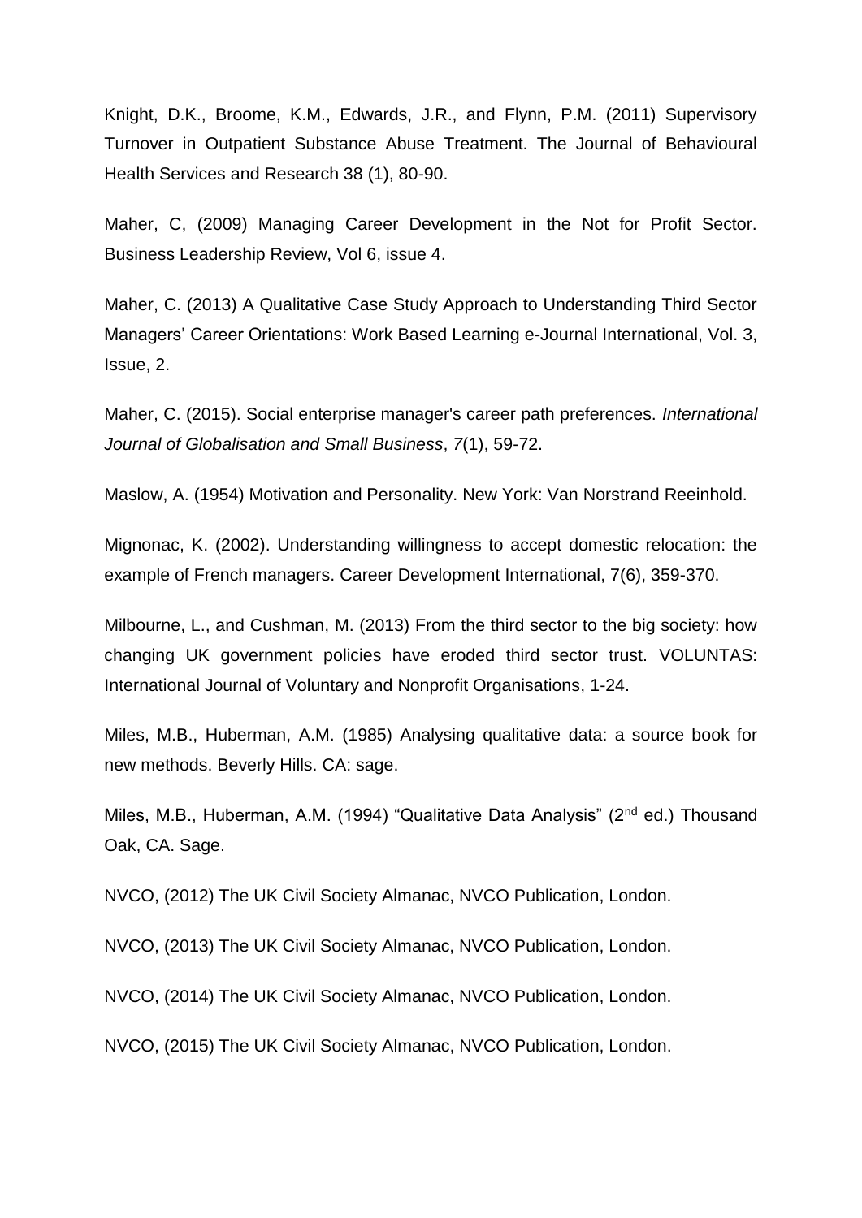Knight, D.K., Broome, K.M., Edwards, J.R., and Flynn, P.M. (2011) Supervisory Turnover in Outpatient Substance Abuse Treatment. The Journal of Behavioural Health Services and Research 38 (1), 80-90.

Maher, C, (2009) Managing Career Development in the Not for Profit Sector. Business Leadership Review, Vol 6, issue 4.

Maher, C. (2013) A Qualitative Case Study Approach to Understanding Third Sector Managers' Career Orientations: Work Based Learning e-Journal International, Vol. 3, Issue, 2.

Maher, C. (2015). Social enterprise manager's career path preferences. *International Journal of Globalisation and Small Business*, *7*(1), 59-72.

Maslow, A. (1954) Motivation and Personality. New York: Van Norstrand Reeinhold.

Mignonac, K. (2002). Understanding willingness to accept domestic relocation: the example of French managers. Career Development International, 7(6), 359-370.

Milbourne, L., and Cushman, M. (2013) From the third sector to the big society: how changing UK government policies have eroded third sector trust. VOLUNTAS: International Journal of Voluntary and Nonprofit Organisations, 1-24.

Miles, M.B., Huberman, A.M. (1985) Analysing qualitative data: a source book for new methods. Beverly Hills. CA: sage.

Miles, M.B., Huberman, A.M. (1994) "Qualitative Data Analysis" (2nd ed.) Thousand Oak, CA. Sage.

NVCO, (2012) The UK Civil Society Almanac, NVCO Publication, London.

NVCO, (2013) The UK Civil Society Almanac, NVCO Publication, London.

NVCO, (2014) The UK Civil Society Almanac, NVCO Publication, London.

NVCO, (2015) The UK Civil Society Almanac, NVCO Publication, London.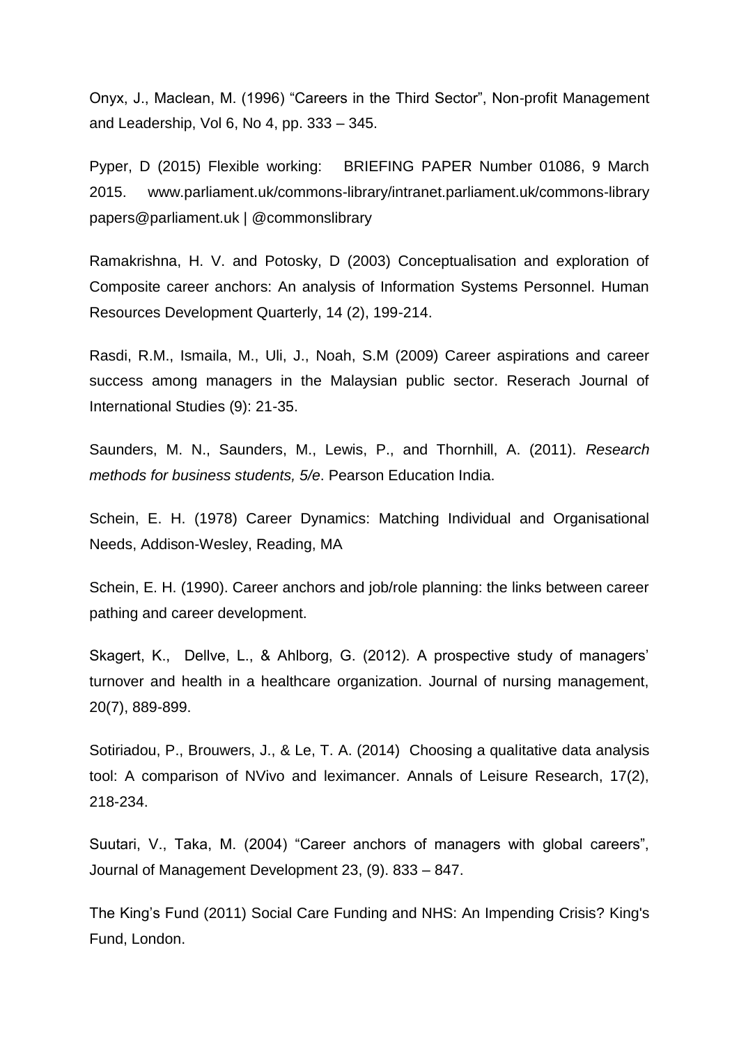Onyx, J., Maclean, M. (1996) "Careers in the Third Sector", Non-profit Management and Leadership, Vol 6, No 4, pp. 333 – 345.

Pyper, D (2015) Flexible working: BRIEFING PAPER Number 01086, 9 March 2015. www.parliament.uk/commons-library/intranet.parliament.uk/commons-library papers@parliament.uk | @commonslibrary

Ramakrishna, H. V. and Potosky, D (2003) Conceptualisation and exploration of Composite career anchors: An analysis of Information Systems Personnel. Human Resources Development Quarterly, 14 (2), 199-214.

Rasdi, R.M., Ismaila, M., Uli, J., Noah, S.M (2009) Career aspirations and career success among managers in the Malaysian public sector. Reserach Journal of International Studies (9): 21-35.

Saunders, M. N., Saunders, M., Lewis, P., and Thornhill, A. (2011). *Research methods for business students, 5/e*. Pearson Education India.

Schein, E. H. (1978) Career Dynamics: Matching Individual and Organisational Needs, Addison-Wesley, Reading, MA

Schein, E. H. (1990). Career anchors and job/role planning: the links between career pathing and career development.

Skagert, K., Dellve, L., & Ahlborg, G. (2012). A prospective study of managers' turnover and health in a healthcare organization. Journal of nursing management, 20(7), 889-899.

Sotiriadou, P., Brouwers, J., & Le, T. A. (2014) Choosing a qualitative data analysis tool: A comparison of NVivo and leximancer. Annals of Leisure Research, 17(2), 218-234.

Suutari, V., Taka, M. (2004) "Career anchors of managers with global careers", Journal of Management Development 23, (9). 833 – 847.

The King's Fund (2011) Social Care Funding and NHS: An Impending Crisis? King's Fund, London.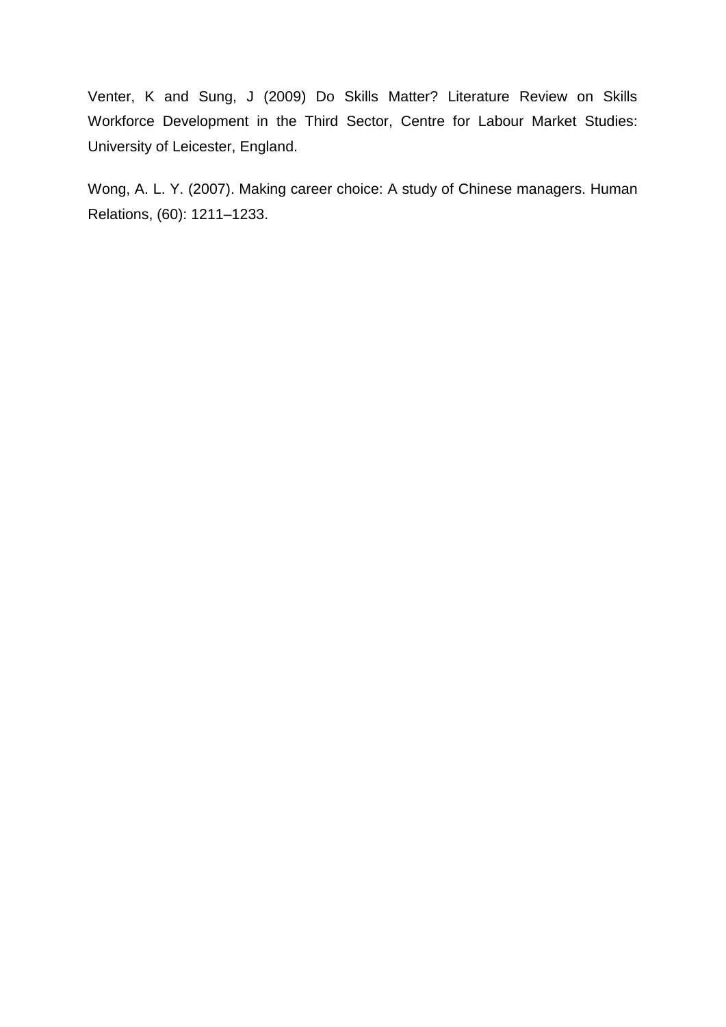Venter, K and Sung, J (2009) Do Skills Matter? Literature Review on Skills Workforce Development in the Third Sector, Centre for Labour Market Studies: University of Leicester, England.

Wong, A. L. Y. (2007). Making career choice: A study of Chinese managers. Human Relations, (60): 1211–1233.